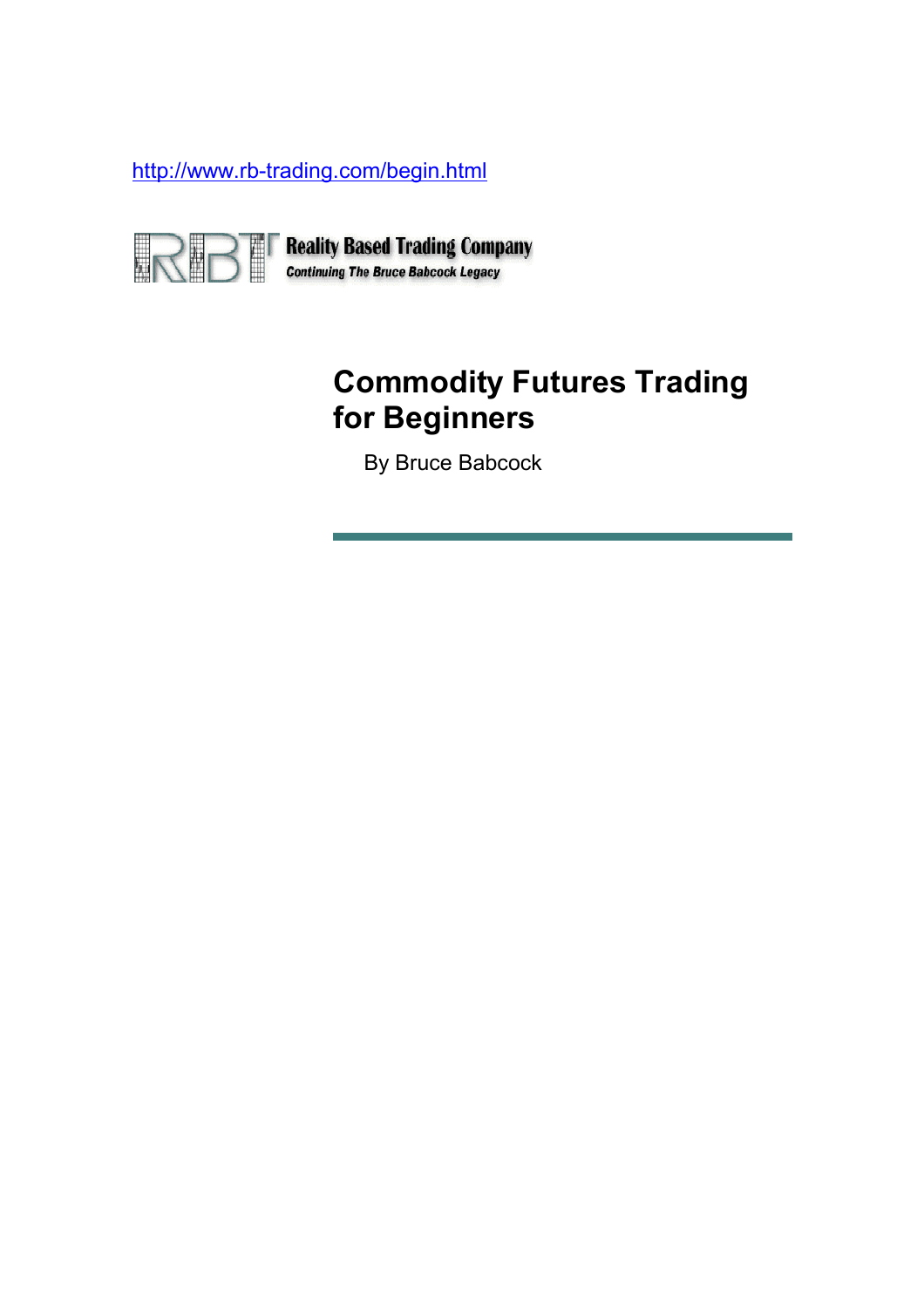http://www.rb-trading.com/begin.html

Reality Based Trading Company

*Continuing The Bruce Babcock Legacy*

# Commodity Futures Trading for Beginners

By Bruce Babcock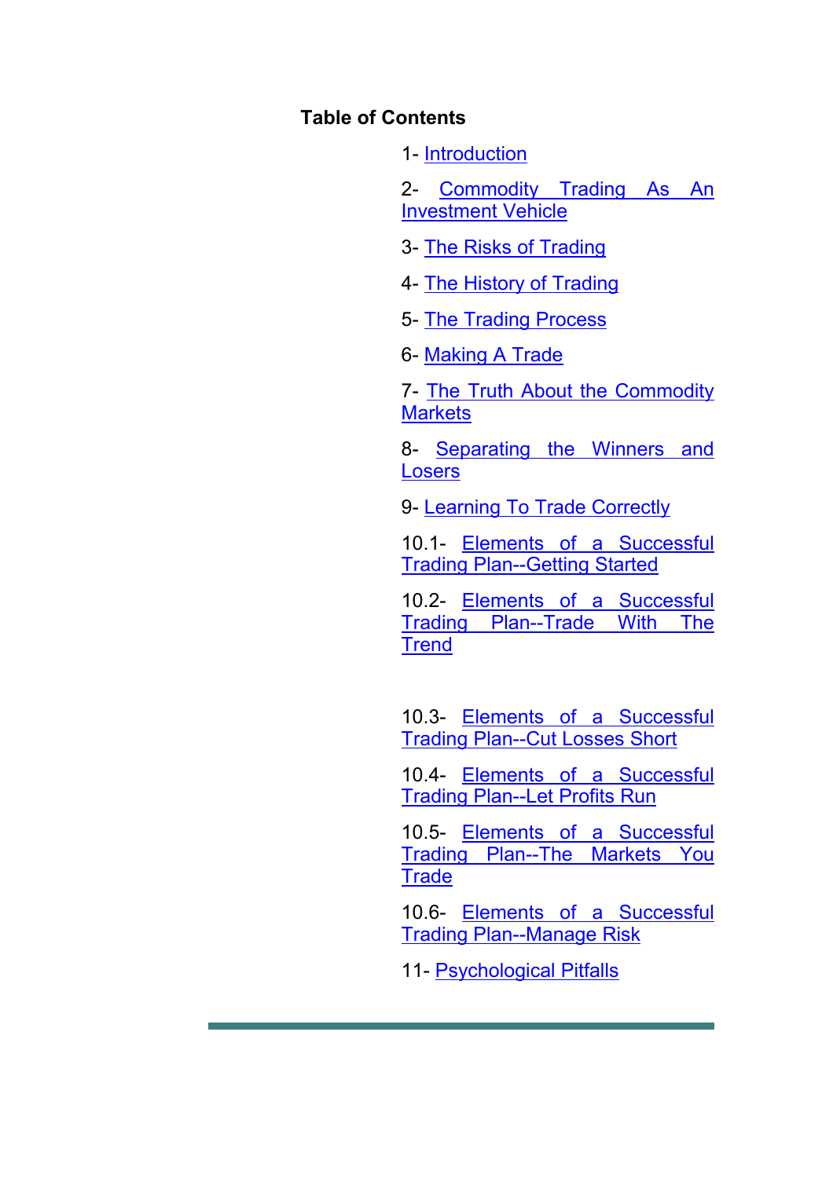**Table of Contents**

1- Introduction

2- Commodity Trading As An Investment Vehicle

3- The Risks of Trading

4- The History of Trading

5- The Trading Process

6- Making A Trade

7- The Truth About the Commodity Markets

8- Separating the Winners and Losers

9- Learning To Trade Correctly

10.1- Elements of a Successful Trading Plan--Getting Started

10.2- Elements of a Successful Trading Plan--Trade With The Trend

10.3- Elements of a Successful Trading Plan--Cut Losses Short

10.4- Elements of a Successful Trading Plan--Let Profits Run

10.5- Elements of a Successful Trading Plan--The Markets You Trade

10.6- Elements of a Successful Trading Plan--Manage Risk

11- Psychological Pitfalls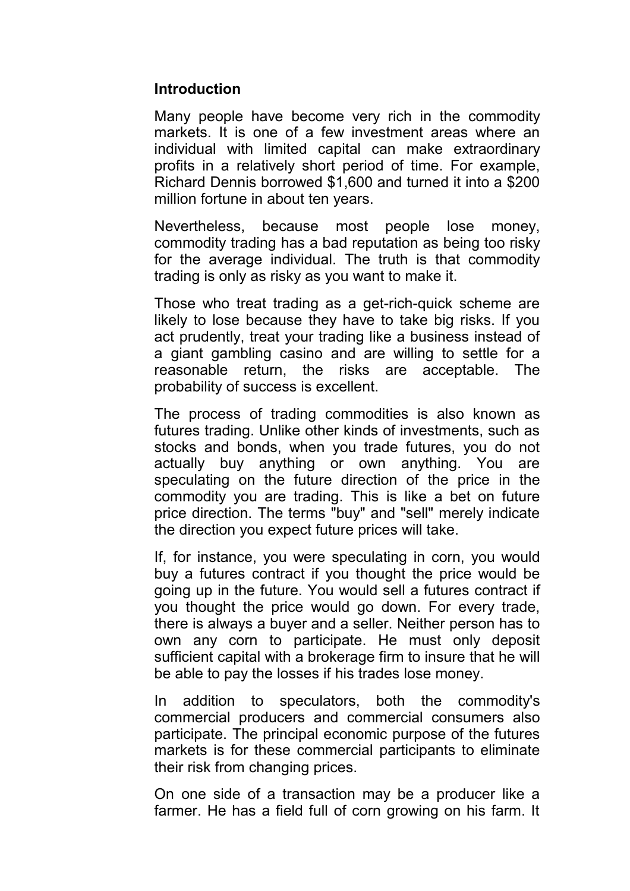## Introduction

Many people have become very rich in the commodity markets. It is one of a few investment areas where an individual with limited capital can make extraordinary profits in a relatively short period of time. For example, Richard Dennis borrowed $1,600 and turned it into a $200 million fortune in about ten years.

Nevertheless, because most people lose money, commodity trading has a bad reputation as being too risky for the average individual. The truth is that commodity trading is only as risky as you want to make it.

Those who treat trading as a get-rich-quick scheme are likely to lose because they have to take big risks. If you act prudently, treat your trading like a business instead of a giant gambling casino and are willing to settle for a reasonable return, the risks are acceptable. The probability of success is excellent.

The process of trading commodities is also known as futures trading. Unlike other kinds of investments, such as stocks and bonds, when you trade futures, you do not actually buy anything or own anything. You are speculating on the future direction of the price in the commodity you are trading. This is like a bet on future price direction. The terms "buy" and "sell" merely indicate the direction you expect future prices will take.

If, for instance, you were speculating in corn, you would buy a futures contract if you thought the price would be going up in the future. You would sell a futures contract if you thought the price would go down. For every trade, there is always a buyer and a seller. Neither person has to own any corn to participate. He must only deposit sufficient capital with a brokerage firm to insure that he will be able to pay the losses if his trades lose money.

In addition to speculators, both the commodity's commercial producers and commercial consumers also participate. The principal economic purpose of the futures markets is for these commercial participants to eliminate their risk from changing prices.

On one side of a transaction may be a producer like a farmer. He has a field full of corn growing on his farm. It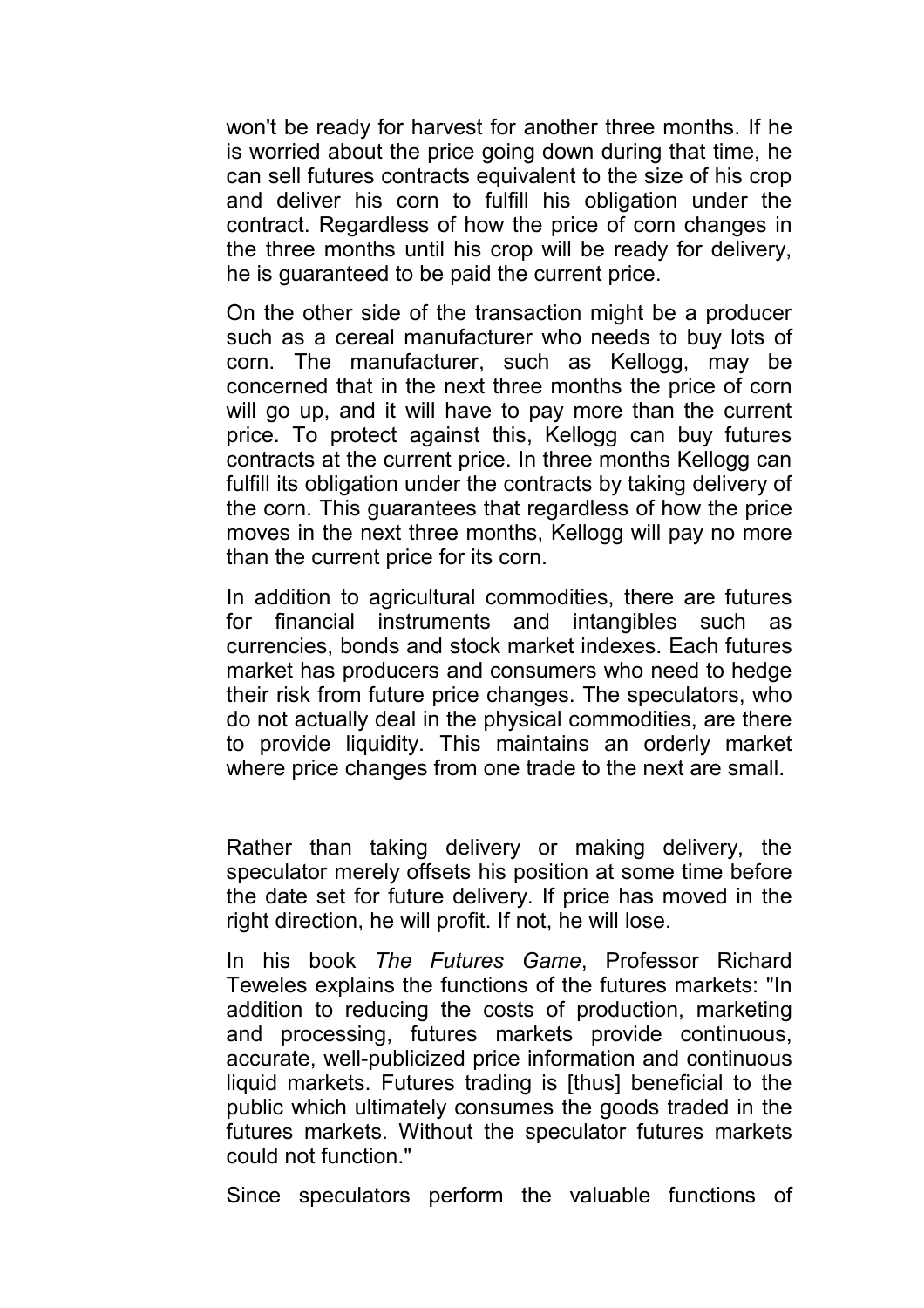won't be ready for harvest for another three months. If he is worried about the price going down during that time, he can sell futures contracts equivalent to the size of his crop and deliver his corn to fulfill his obligation under the contract. Regardless of how the price of corn changes in the three months until his crop will be ready for delivery, he is guaranteed to be paid the current price.

On the other side of the transaction might be a producer such as a cereal manufacturer who needs to buy lots of corn. The manufacturer, such as Kellogg, may be concerned that in the next three months the price of corn will go up, and it will have to pay more than the current price. To protect against this, Kellogg can buy futures contracts at the current price. In three months Kellogg can fulfill its obligation under the contracts by taking delivery of the corn. This guarantees that regardless of how the price moves in the next three months, Kellogg will pay no more than the current price for its corn.

In addition to agricultural commodities, there are futures for financial instruments and intangibles such as currencies, bonds and stock market indexes. Each futures market has producers and consumers who need to hedge their risk from future price changes. The speculators, who do not actually deal in the physical commodities, are there to provide liquidity. This maintains an orderly market where price changes from one trade to the next are small.

Rather than taking delivery or making delivery, the speculator merely offsets his position at some time before the date set for future delivery. If price has moved in the right direction, he will profit. If not, he will lose.

In his book *The Futures Game*, Professor Richard Teweles explains the functions of the futures markets: "In addition to reducing the costs of production, marketing and processing, futures markets provide continuous, accurate, well-publicized price information and continuous liquid markets. Futures trading is [thus] beneficial to the public which ultimately consumes the goods traded in the futures markets. Without the speculator futures markets could not function."

Since speculators perform the valuable functions of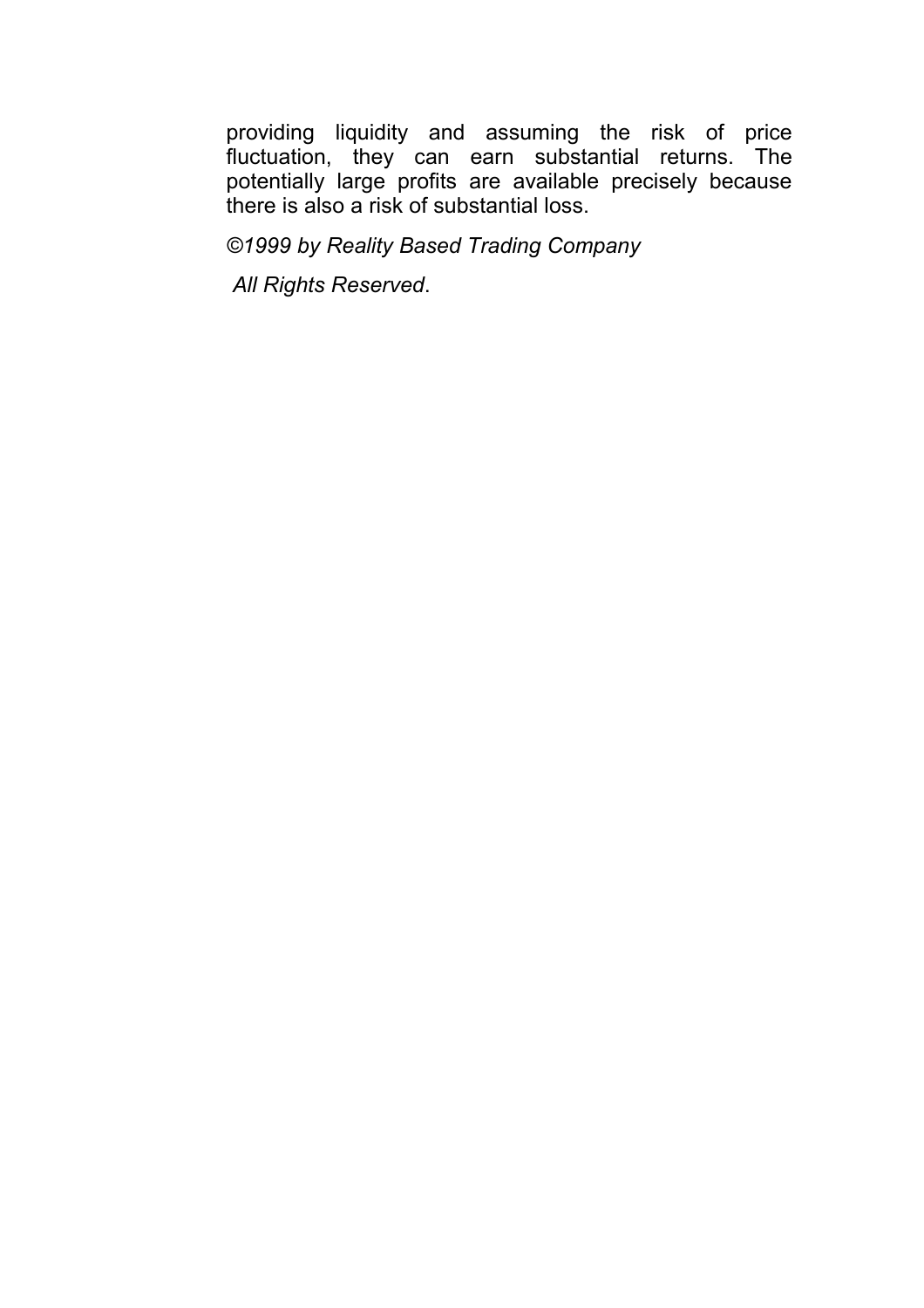providing liquidity and assuming the risk of price fluctuation, they can earn substantial returns. The potentially large profits are available precisely because there is also a risk of substantial loss.

*©1999 by Reality Based Trading Company*

*All Rights Reserved*.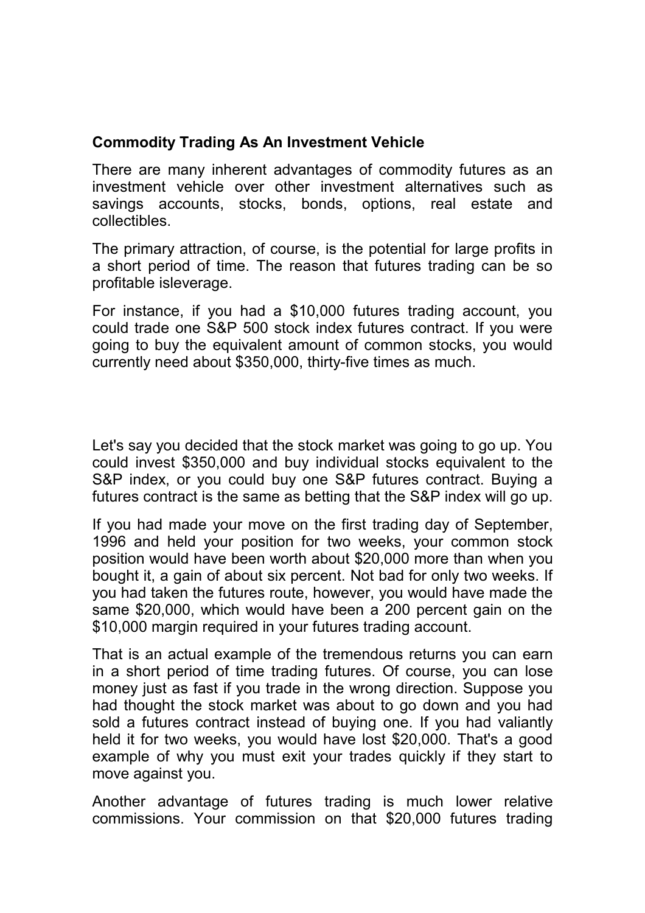**Commodity Trading As An Investment Vehicle**

There are many inherent advantages of commodity futures as an investment vehicle over other investment alternatives such as savings accounts, stocks, bonds, options, real estate and collectibles.

The primary attraction, of course, is the potential for large profits in a short period of time. The reason that futures trading can be so profitable isleverage.

For instance, if you had a $10,000 futures trading account, you could trade one S&P 500 stock index futures contract. If you were going to buy the equivalent amount of common stocks, you would currently need about $350,000, thirty-five times as much.

Let's say you decided that the stock market was going to go up. You could invest $350,000 and buy individual stocks equivalent to the S&P index, or you could buy one S&P futures contract. Buying a futures contract is the same as betting that the S&P index will go up.

If you had made your move on the first trading day of September, 1996 and held your position for two weeks, your common stock position would have been worth about $20,000 more than when you bought it, a gain of about six percent. Not bad for only two weeks. If you had taken the futures route, however, you would have made the same $20,000, which would have been a 200 percent gain on the $10,000 margin required in your futures trading account.

That is an actual example of the tremendous returns you can earn in a short period of time trading futures. Of course, you can lose money just as fast if you trade in the wrong direction. Suppose you had thought the stock market was about to go down and you had sold a futures contract instead of buying one. If you had valiantly held it for two weeks, you would have lost $20,000. That's a good example of why you must exit your trades quickly if they start to move against you.

Another advantage of futures trading is much lower relative commissions. Your commission on that $20,000 futures trading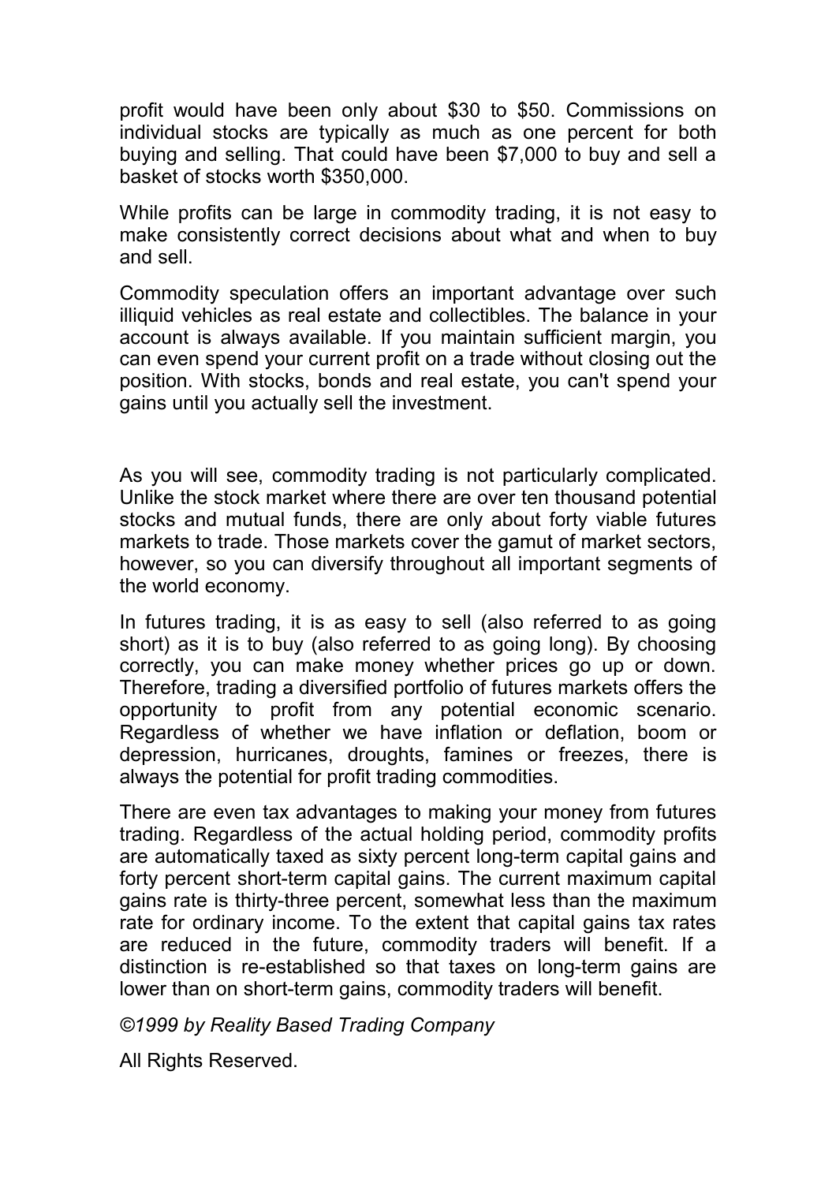profit would have been only about $30 to $50. Commissions on individual stocks are typically as much as one percent for both buying and selling. That could have been $7,000 to buy and sell a basket of stocks worth $350,000.

While profits can be large in commodity trading, it is not easy to make consistently correct decisions about what and when to buy and sell.

Commodity speculation offers an important advantage over such illiquid vehicles as real estate and collectibles. The balance in your account is always available. If you maintain sufficient margin, you can even spend your current profit on a trade without closing out the position. With stocks, bonds and real estate, you can't spend your gains until you actually sell the investment.

As you will see, commodity trading is not particularly complicated. Unlike the stock market where there are over ten thousand potential stocks and mutual funds, there are only about forty viable futures markets to trade. Those markets cover the gamut of market sectors, however, so you can diversify throughout all important segments of the world economy.

In futures trading, it is as easy to sell (also referred to as going short) as it is to buy (also referred to as going long). By choosing correctly, you can make money whether prices go up or down. Therefore, trading a diversified portfolio of futures markets offers the opportunity to profit from any potential economic scenario. Regardless of whether we have inflation or deflation, boom or depression, hurricanes, droughts, famines or freezes, there is always the potential for profit trading commodities.

There are even tax advantages to making your money from futures trading. Regardless of the actual holding period, commodity profits are automatically taxed as sixty percent long-term capital gains and forty percent short-term capital gains. The current maximum capital gains rate is thirty-three percent, somewhat less than the maximum rate for ordinary income. To the extent that capital gains tax rates are reduced in the future, commodity traders will benefit. If a distinction is re-established so that taxes on long-term gains are lower than on short-term gains, commodity traders will benefit.

*©1999 by Reality Based Trading Company*

All Rights Reserved.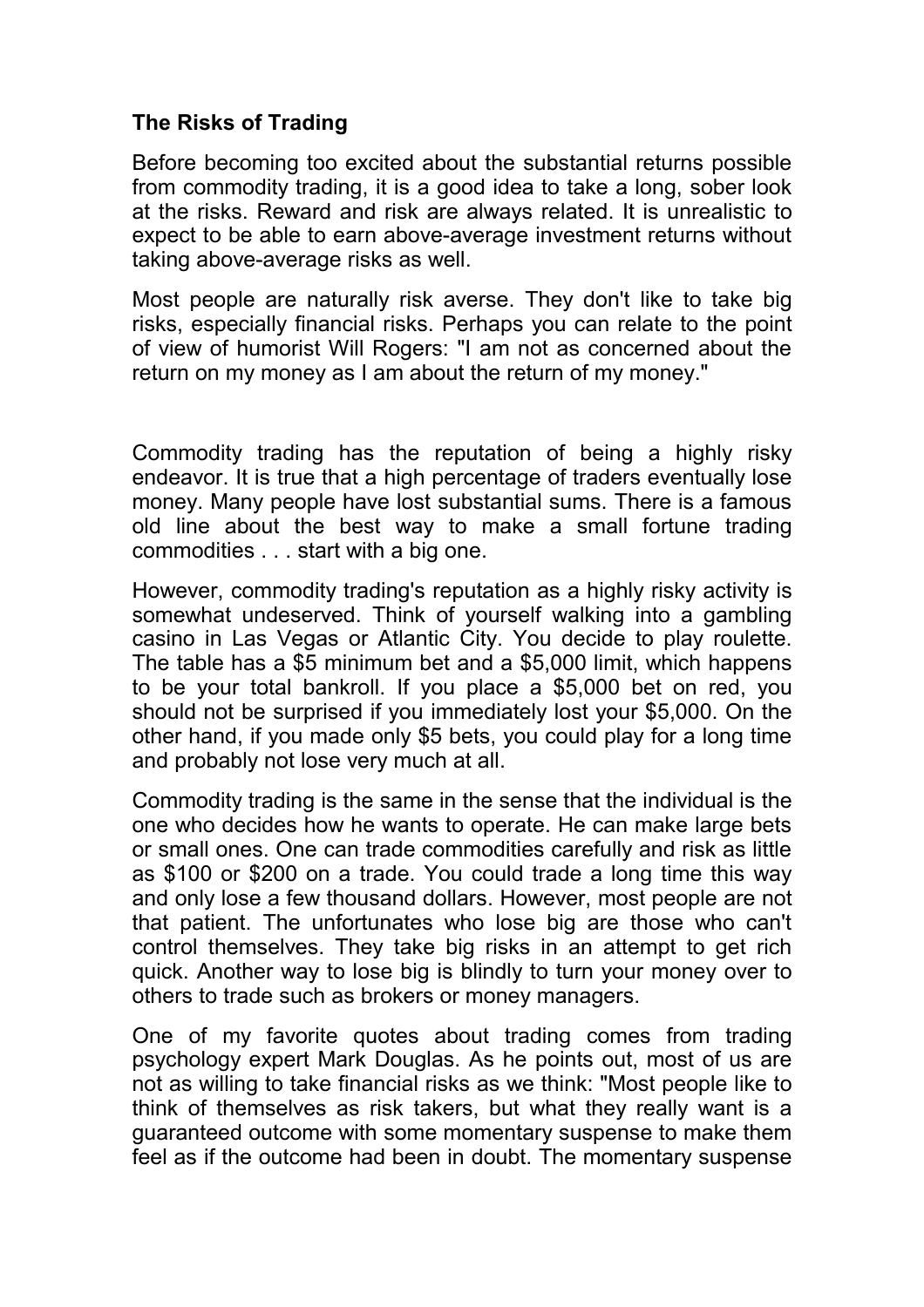**The Risks of Trading**

Before becoming too excited about the substantial returns possible from commodity trading, it is a good idea to take a long, sober look at the risks. Reward and risk are always related. It is unrealistic to expect to be able to earn above-average investment returns without taking above-average risks as well.

Most people are naturally risk averse. They don't like to take big risks, especially financial risks. Perhaps you can relate to the point of view of humorist Will Rogers: "I am not as concerned about the return on my money as I am about the return of my money."

Commodity trading has the reputation of being a highly risky endeavor. It is true that a high percentage of traders eventually lose money. Many people have lost substantial sums. There is a famous old line about the best way to make a small fortune trading commodities . . . start with a big one.

However, commodity trading's reputation as a highly risky activity is somewhat undeserved. Think of yourself walking into a gambling casino in Las Vegas or Atlantic City. You decide to play roulette. The table has a $5 minimum bet and a $5,000 limit, which happens to be your total bankroll. If you place a $5,000 bet on red, you should not be surprised if you immediately lost your $5,000. On the other hand, if you made only $5 bets, you could play for a long time and probably not lose very much at all.

Commodity trading is the same in the sense that the individual is the one who decides how he wants to operate. He can make large bets or small ones. One can trade commodities carefully and risk as little as $100 or $200 on a trade. You could trade a long time this way and only lose a few thousand dollars. However, most people are not that patient. The unfortunates who lose big are those who can't control themselves. They take big risks in an attempt to get rich quick. Another way to lose big is blindly to turn your money over to others to trade such as brokers or money managers.

One of my favorite quotes about trading comes from trading psychology expert Mark Douglas. As he points out, most of us are not as willing to take financial risks as we think: "Most people like to think of themselves as risk takers, but what they really want is a guaranteed outcome with some momentary suspense to make them feel as if the outcome had been in doubt. The momentary suspense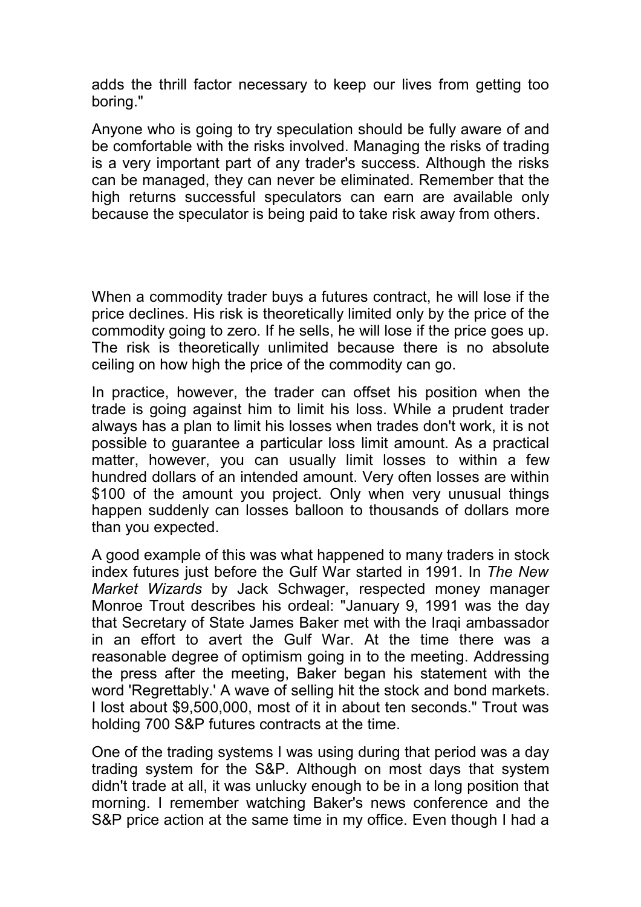adds the thrill factor necessary to keep our lives from getting too boring."

Anyone who is going to try speculation should be fully aware of and be comfortable with the risks involved. Managing the risks of trading is a very important part of any trader's success. Although the risks can be managed, they can never be eliminated. Remember that the high returns successful speculators can earn are available only because the speculator is being paid to take risk away from others.

When a commodity trader buys a futures contract, he will lose if the price declines. His risk is theoretically limited only by the price of the commodity going to zero. If he sells, he will lose if the price goes up. The risk is theoretically unlimited because there is no absolute ceiling on how high the price of the commodity can go.

In practice, however, the trader can offset his position when the trade is going against him to limit his loss. While a prudent trader always has a plan to limit his losses when trades don't work, it is not possible to guarantee a particular loss limit amount. As a practical matter, however, you can usually limit losses to within a few hundred dollars of an intended amount. Very often losses are within $100 of the amount you project. Only when very unusual things happen suddenly can losses balloon to thousands of dollars more than you expected.

A good example of this was what happened to many traders in stock index futures just before the Gulf War started in 1991. In *The New Market Wizards* by Jack Schwager, respected money manager Monroe Trout describes his ordeal: "January 9, 1991 was the day that Secretary of State James Baker met with the Iraqi ambassador in an effort to avert the Gulf War. At the time there was a reasonable degree of optimism going in to the meeting. Addressing the press after the meeting, Baker began his statement with the word 'Regrettably.' A wave of selling hit the stock and bond markets. I lost about $9,500,000, most of it in about ten seconds." Trout was holding 700 S&P futures contracts at the time.

One of the trading systems I was using during that period was a day trading system for the S&P. Although on most days that system didn't trade at all, it was unlucky enough to be in a long position that morning. I remember watching Baker's news conference and the S&P price action at the same time in my office. Even though I had a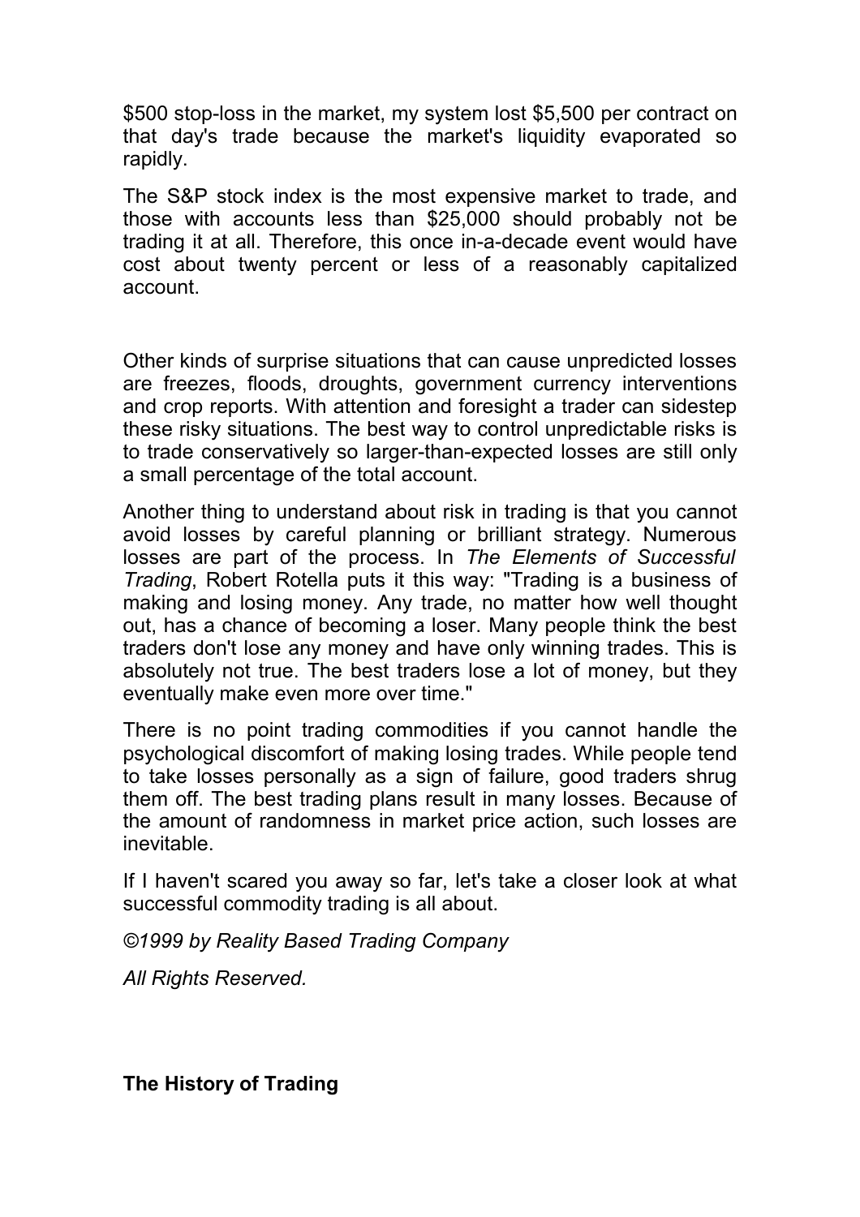$500 stop-loss in the market, my system lost $5,500 per contract on that day's trade because the market's liquidity evaporated so rapidly.

The S&P stock index is the most expensive market to trade, and those with accounts less than $25,000 should probably not be trading it at all. Therefore, this once in-a-decade event would have cost about twenty percent or less of a reasonably capitalized account.

Other kinds of surprise situations that can cause unpredicted losses are freezes, floods, droughts, government currency interventions and crop reports. With attention and foresight a trader can sidestep these risky situations. The best way to control unpredictable risks is to trade conservatively so larger-than-expected losses are still only a small percentage of the total account.

Another thing to understand about risk in trading is that you cannot avoid losses by careful planning or brilliant strategy. Numerous losses are part of the process. In *The Elements of Successful Trading*, Robert Rotella puts it this way: "Trading is a business of making and losing money. Any trade, no matter how well thought out, has a chance of becoming a loser. Many people think the best traders don't lose any money and have only winning trades. This is absolutely not true. The best traders lose a lot of money, but they eventually make even more over time."

There is no point trading commodities if you cannot handle the psychological discomfort of making losing trades. While people tend to take losses personally as a sign of failure, good traders shrug them off. The best trading plans result in many losses. Because of the amount of randomness in market price action, such losses are inevitable.

If I haven't scared you away so far, let's take a closer look at what successful commodity trading is all about.

*©1999 by Reality Based Trading Company*

*All Rights Reserved.*

**The History of Trading**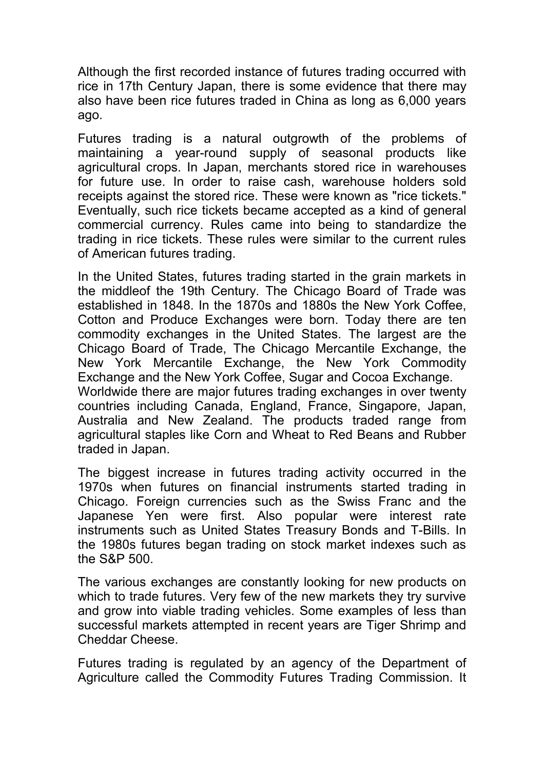Although the first recorded instance of futures trading occurred with rice in 17th Century Japan, there is some evidence that there may also have been rice futures traded in China as long as 6,000 years ago.

Futures trading is a natural outgrowth of the problems of maintaining a year-round supply of seasonal products like agricultural crops. In Japan, merchants stored rice in warehouses for future use. In order to raise cash, warehouse holders sold receipts against the stored rice. These were known as "rice tickets." Eventually, such rice tickets became accepted as a kind of general commercial currency. Rules came into being to standardize the trading in rice tickets. These rules were similar to the current rules of American futures trading.

In the United States, futures trading started in the grain markets in the middleof the 19th Century. The Chicago Board of Trade was established in 1848. In the 1870s and 1880s the New York Coffee, Cotton and Produce Exchanges were born. Today there are ten commodity exchanges in the United States. The largest are the Chicago Board of Trade, The Chicago Mercantile Exchange, the New York Mercantile Exchange, the New York Commodity Exchange and the New York Coffee, Sugar and Cocoa Exchange. Worldwide there are major futures trading exchanges in over twenty countries including Canada, England, France, Singapore, Japan, Australia and New Zealand. The products traded range from agricultural staples like Corn and Wheat to Red Beans and Rubber traded in Japan.

The biggest increase in futures trading activity occurred in the 1970s when futures on financial instruments started trading in Chicago. Foreign currencies such as the Swiss Franc and the Japanese Yen were first. Also popular were interest rate instruments such as United States Treasury Bonds and T-Bills. In the 1980s futures began trading on stock market indexes such as the S&P 500.

The various exchanges are constantly looking for new products on which to trade futures. Very few of the new markets they try survive and grow into viable trading vehicles. Some examples of less than successful markets attempted in recent years are Tiger Shrimp and Cheddar Cheese.

Futures trading is regulated by an agency of the Department of Agriculture called the Commodity Futures Trading Commission. It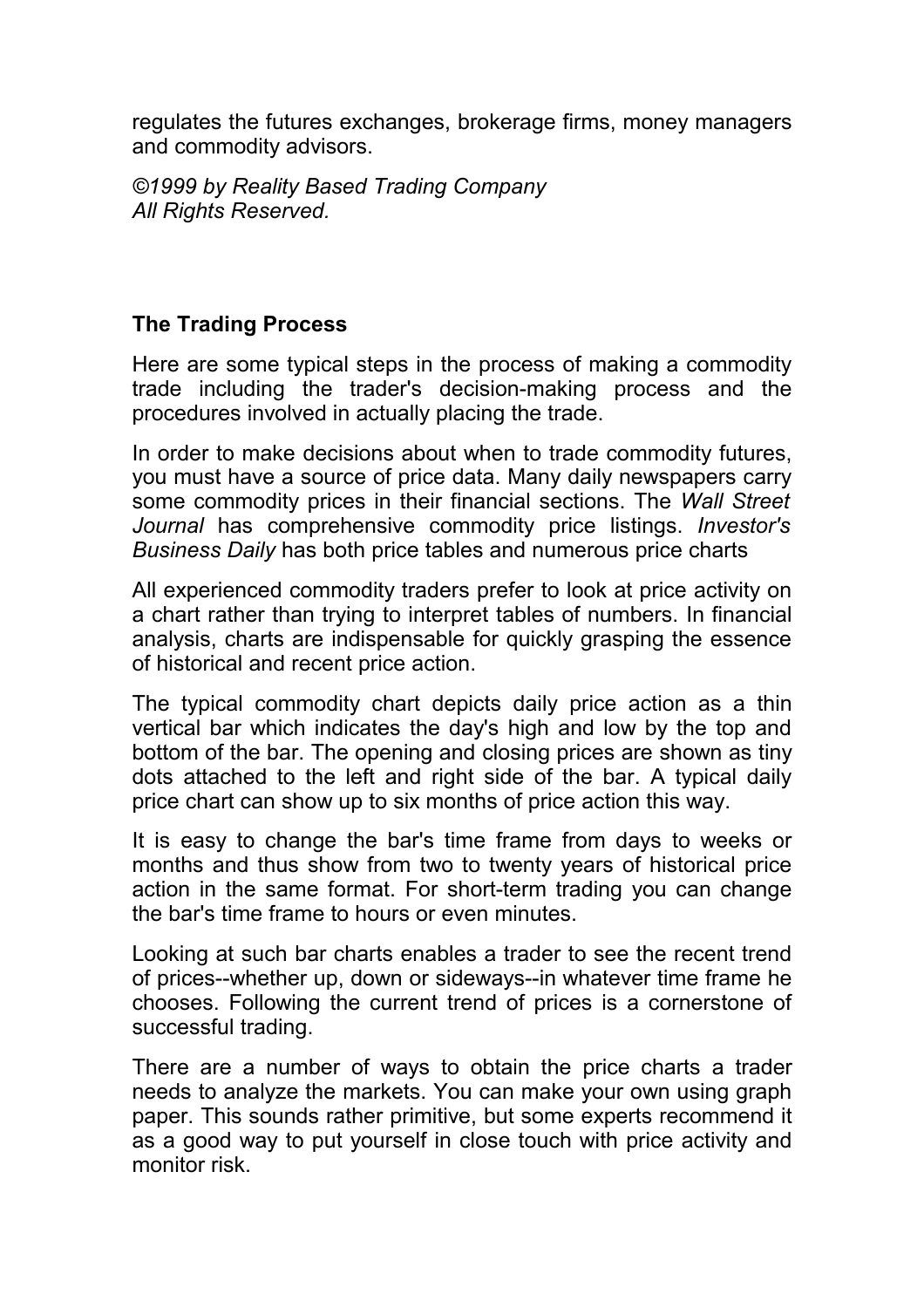regulates the futures exchanges, brokerage firms, money managers and commodity advisors.

*©1999 by Reality Based Trading Company*
*All Rights Reserved.*

**The Trading Process**

Here are some typical steps in the process of making a commodity trade including the trader's decision-making process and the procedures involved in actually placing the trade.

In order to make decisions about when to trade commodity futures, you must have a source of price data. Many daily newspapers carry some commodity prices in their financial sections. The *Wall Street Journal* has comprehensive commodity price listings. *Investor's Business Daily* has both price tables and numerous price charts

All experienced commodity traders prefer to look at price activity on a chart rather than trying to interpret tables of numbers. In financial analysis, charts are indispensable for quickly grasping the essence of historical and recent price action.

The typical commodity chart depicts daily price action as a thin vertical bar which indicates the day's high and low by the top and bottom of the bar. The opening and closing prices are shown as tiny dots attached to the left and right side of the bar. A typical daily price chart can show up to six months of price action this way.

It is easy to change the bar's time frame from days to weeks or months and thus show from two to twenty years of historical price action in the same format. For short-term trading you can change the bar's time frame to hours or even minutes.

Looking at such bar charts enables a trader to see the recent trend of prices--whether up, down or sideways--in whatever time frame he chooses. Following the current trend of prices is a cornerstone of successful trading.

There are a number of ways to obtain the price charts a trader needs to analyze the markets. You can make your own using graph paper. This sounds rather primitive, but some experts recommend it as a good way to put yourself in close touch with price activity and monitor risk.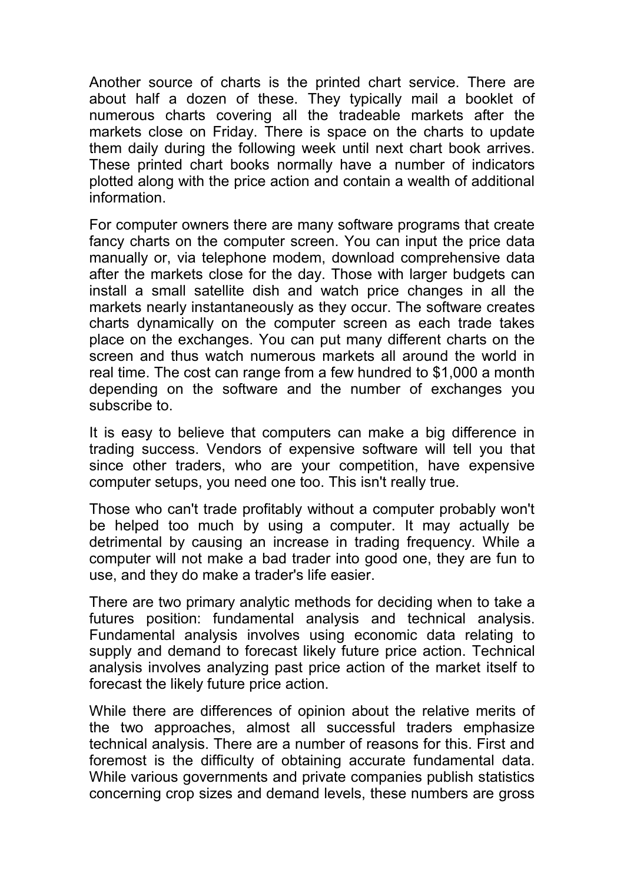Another source of charts is the printed chart service. There are about half a dozen of these. They typically mail a booklet of numerous charts covering all the tradeable markets after the markets close on Friday. There is space on the charts to update them daily during the following week until next chart book arrives. These printed chart books normally have a number of indicators plotted along with the price action and contain a wealth of additional information.

For computer owners there are many software programs that create fancy charts on the computer screen. You can input the price data manually or, via telephone modem, download comprehensive data after the markets close for the day. Those with larger budgets can install a small satellite dish and watch price changes in all the markets nearly instantaneously as they occur. The software creates charts dynamically on the computer screen as each trade takes place on the exchanges. You can put many different charts on the screen and thus watch numerous markets all around the world in real time. The cost can range from a few hundred to $1,000 a month depending on the software and the number of exchanges you subscribe to.

It is easy to believe that computers can make a big difference in trading success. Vendors of expensive software will tell you that since other traders, who are your competition, have expensive computer setups, you need one too. This isn't really true.

Those who can't trade profitably without a computer probably won't be helped too much by using a computer. It may actually be detrimental by causing an increase in trading frequency. While a computer will not make a bad trader into good one, they are fun to use, and they do make a trader's life easier.

There are two primary analytic methods for deciding when to take a futures position: fundamental analysis and technical analysis. Fundamental analysis involves using economic data relating to supply and demand to forecast likely future price action. Technical analysis involves analyzing past price action of the market itself to forecast the likely future price action.

While there are differences of opinion about the relative merits of the two approaches, almost all successful traders emphasize technical analysis. There are a number of reasons for this. First and foremost is the difficulty of obtaining accurate fundamental data. While various governments and private companies publish statistics concerning crop sizes and demand levels, these numbers are gross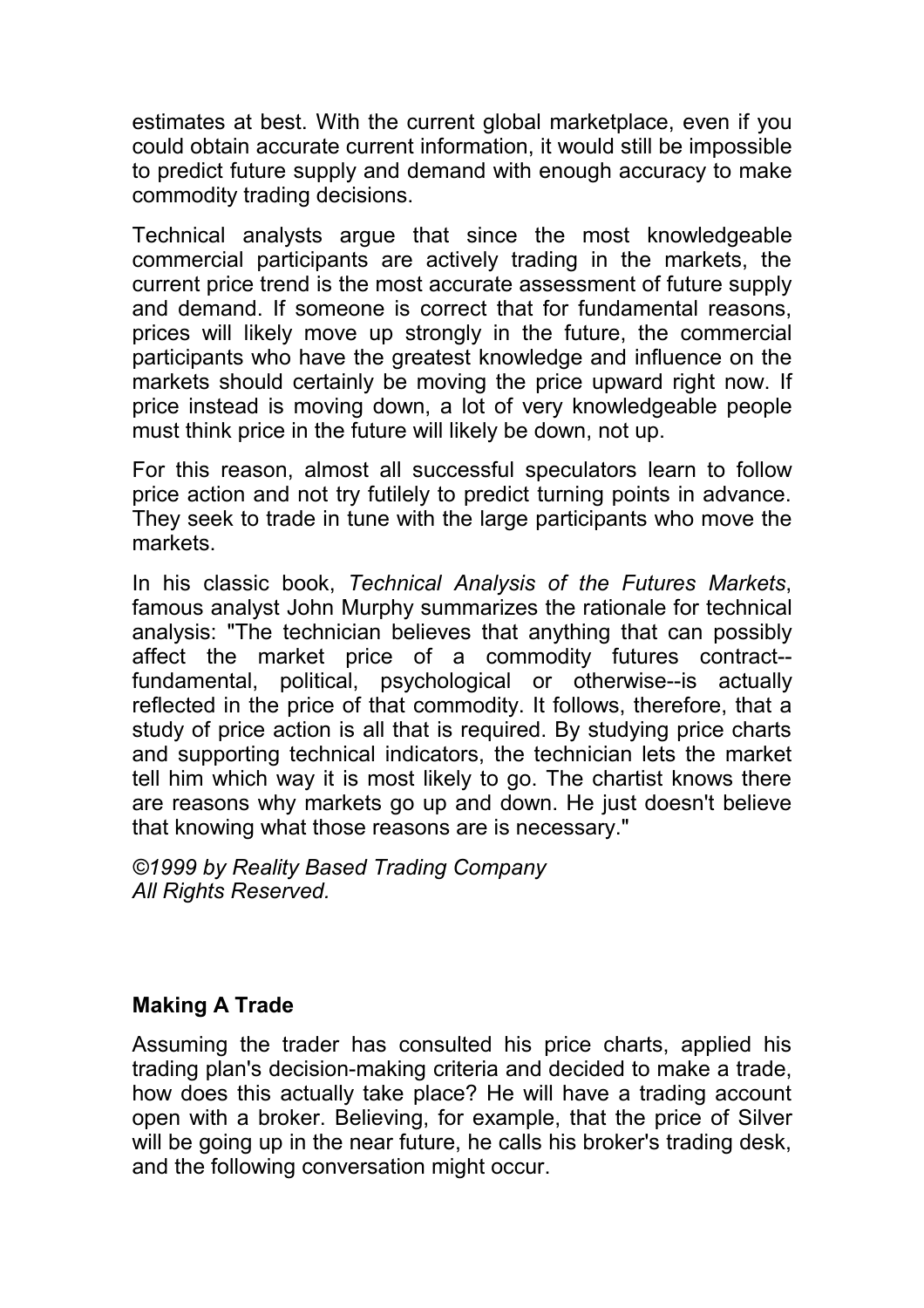estimates at best. With the current global marketplace, even if you could obtain accurate current information, it would still be impossible to predict future supply and demand with enough accuracy to make commodity trading decisions.

Technical analysts argue that since the most knowledgeable commercial participants are actively trading in the markets, the current price trend is the most accurate assessment of future supply and demand. If someone is correct that for fundamental reasons, prices will likely move up strongly in the future, the commercial participants who have the greatest knowledge and influence on the markets should certainly be moving the price upward right now. If price instead is moving down, a lot of very knowledgeable people must think price in the future will likely be down, not up.

For this reason, almost all successful speculators learn to follow price action and not try futilely to predict turning points in advance. They seek to trade in tune with the large participants who move the markets.

In his classic book, *Technical Analysis of the Futures Markets*, famous analyst John Murphy summarizes the rationale for technical analysis: "The technician believes that anything that can possibly affect the market price of a commodity futures contract--fundamental, political, psychological or otherwise--is actually reflected in the price of that commodity. It follows, therefore, that a study of price action is all that is required. By studying price charts and supporting technical indicators, the technician lets the market tell him which way it is most likely to go. The chartist knows there are reasons why markets go up and down. He just doesn't believe that knowing what those reasons are is necessary."

*©1999 by Reality Based Trading Company*
*All Rights Reserved.*

## Making A Trade

Assuming the trader has consulted his price charts, applied his trading plan's decision-making criteria and decided to make a trade, how does this actually take place? He will have a trading account open with a broker. Believing, for example, that the price of Silver will be going up in the near future, he calls his broker's trading desk, and the following conversation might occur.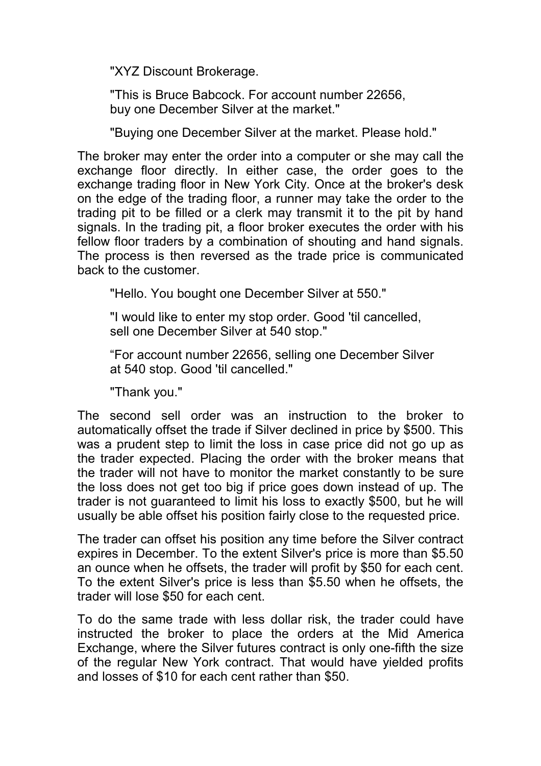"XYZ Discount Brokerage.

"This is Bruce Babcock. For account number 22656, buy one December Silver at the market."

"Buying one December Silver at the market. Please hold."

The broker may enter the order into a computer or she may call the exchange floor directly. In either case, the order goes to the exchange trading floor in New York City. Once at the broker's desk on the edge of the trading floor, a runner may take the order to the trading pit to be filled or a clerk may transmit it to the pit by hand signals. In the trading pit, a floor broker executes the order with his fellow floor traders by a combination of shouting and hand signals. The process is then reversed as the trade price is communicated back to the customer.

"Hello. You bought one December Silver at 550."

"I would like to enter my stop order. Good 'til cancelled, sell one December Silver at 540 stop."

"For account number 22656, selling one December Silver at 540 stop. Good 'til cancelled."

"Thank you."

The second sell order was an instruction to the broker to automatically offset the trade if Silver declined in price by $500. This was a prudent step to limit the loss in case price did not go up as the trader expected. Placing the order with the broker means that the trader will not have to monitor the market constantly to be sure the loss does not get too big if price goes down instead of up. The trader is not guaranteed to limit his loss to exactly $500, but he will usually be able offset his position fairly close to the requested price.

The trader can offset his position any time before the Silver contract expires in December. To the extent Silver's price is more than $5.50 an ounce when he offsets, the trader will profit by $50 for each cent. To the extent Silver's price is less than $5.50 when he offsets, the trader will lose $50 for each cent.

To do the same trade with less dollar risk, the trader could have instructed the broker to place the orders at the Mid America Exchange, where the Silver futures contract is only one-fifth the size of the regular New York contract. That would have yielded profits and losses of $10 for each cent rather than $50.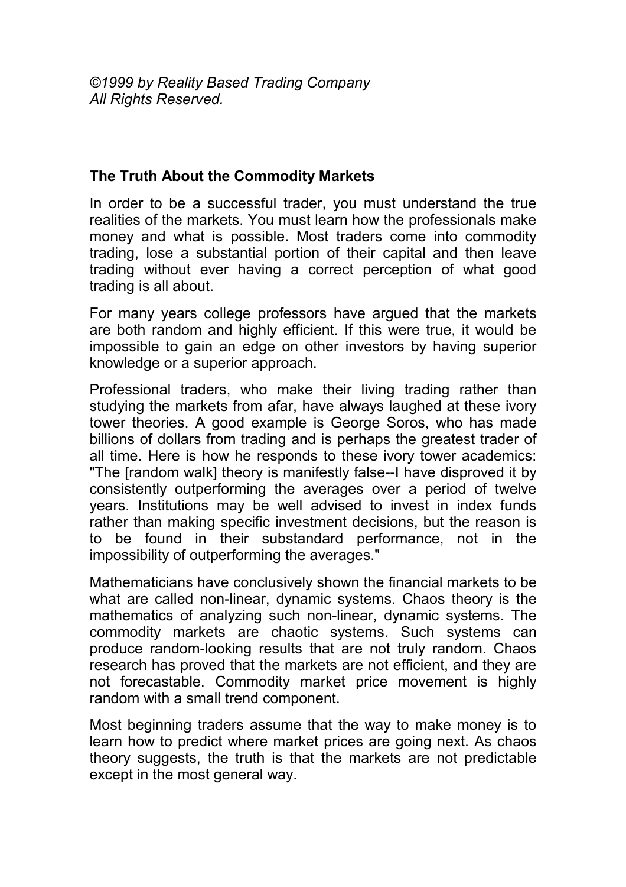*©1999 by Reality Based Trading Company*
*All Rights Reserved.*

## The Truth About the Commodity Markets

In order to be a successful trader, you must understand the true realities of the markets. You must learn how the professionals make money and what is possible. Most traders come into commodity trading, lose a substantial portion of their capital and then leave trading without ever having a correct perception of what good trading is all about.

For many years college professors have argued that the markets are both random and highly efficient. If this were true, it would be impossible to gain an edge on other investors by having superior knowledge or a superior approach.

Professional traders, who make their living trading rather than studying the markets from afar, have always laughed at these ivory tower theories. A good example is George Soros, who has made billions of dollars from trading and is perhaps the greatest trader of all time. Here is how he responds to these ivory tower academics: "The [random walk] theory is manifestly false--I have disproved it by consistently outperforming the averages over a period of twelve years. Institutions may be well advised to invest in index funds rather than making specific investment decisions, but the reason is to be found in their substandard performance, not in the impossibility of outperforming the averages."

Mathematicians have conclusively shown the financial markets to be what are called non-linear, dynamic systems. Chaos theory is the mathematics of analyzing such non-linear, dynamic systems. The commodity markets are chaotic systems. Such systems can produce random-looking results that are not truly random. Chaos research has proved that the markets are not efficient, and they are not forecastable. Commodity market price movement is highly random with a small trend component.

Most beginning traders assume that the way to make money is to learn how to predict where market prices are going next. As chaos theory suggests, the truth is that the markets are not predictable except in the most general way.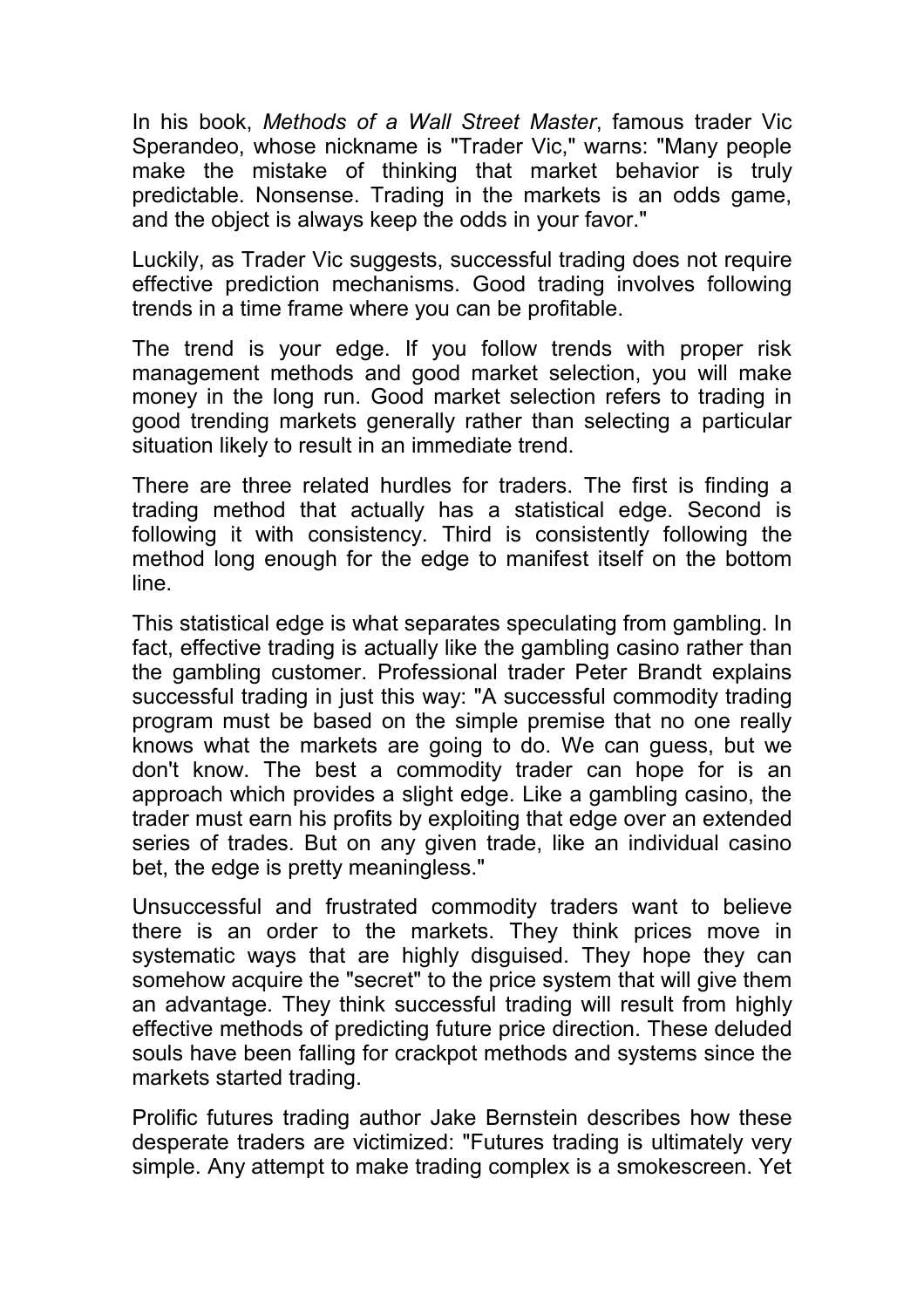In his book, *Methods of a Wall Street Master*, famous trader Vic Sperandeo, whose nickname is "Trader Vic," warns: "Many people make the mistake of thinking that market behavior is truly predictable. Nonsense. Trading in the markets is an odds game, and the object is always keep the odds in your favor."

Luckily, as Trader Vic suggests, successful trading does not require effective prediction mechanisms. Good trading involves following trends in a time frame where you can be profitable.

The trend is your edge. If you follow trends with proper risk management methods and good market selection, you will make money in the long run. Good market selection refers to trading in good trending markets generally rather than selecting a particular situation likely to result in an immediate trend.

There are three related hurdles for traders. The first is finding a trading method that actually has a statistical edge. Second is following it with consistency. Third is consistently following the method long enough for the edge to manifest itself on the bottom line.

This statistical edge is what separates speculating from gambling. In fact, effective trading is actually like the gambling casino rather than the gambling customer. Professional trader Peter Brandt explains successful trading in just this way: "A successful commodity trading program must be based on the simple premise that no one really knows what the markets are going to do. We can guess, but we don't know. The best a commodity trader can hope for is an approach which provides a slight edge. Like a gambling casino, the trader must earn his profits by exploiting that edge over an extended series of trades. But on any given trade, like an individual casino bet, the edge is pretty meaningless."

Unsuccessful and frustrated commodity traders want to believe there is an order to the markets. They think prices move in systematic ways that are highly disguised. They hope they can somehow acquire the "secret" to the price system that will give them an advantage. They think successful trading will result from highly effective methods of predicting future price direction. These deluded souls have been falling for crackpot methods and systems since the markets started trading.

Prolific futures trading author Jake Bernstein describes how these desperate traders are victimized: "Futures trading is ultimately very simple. Any attempt to make trading complex is a smokescreen. Yet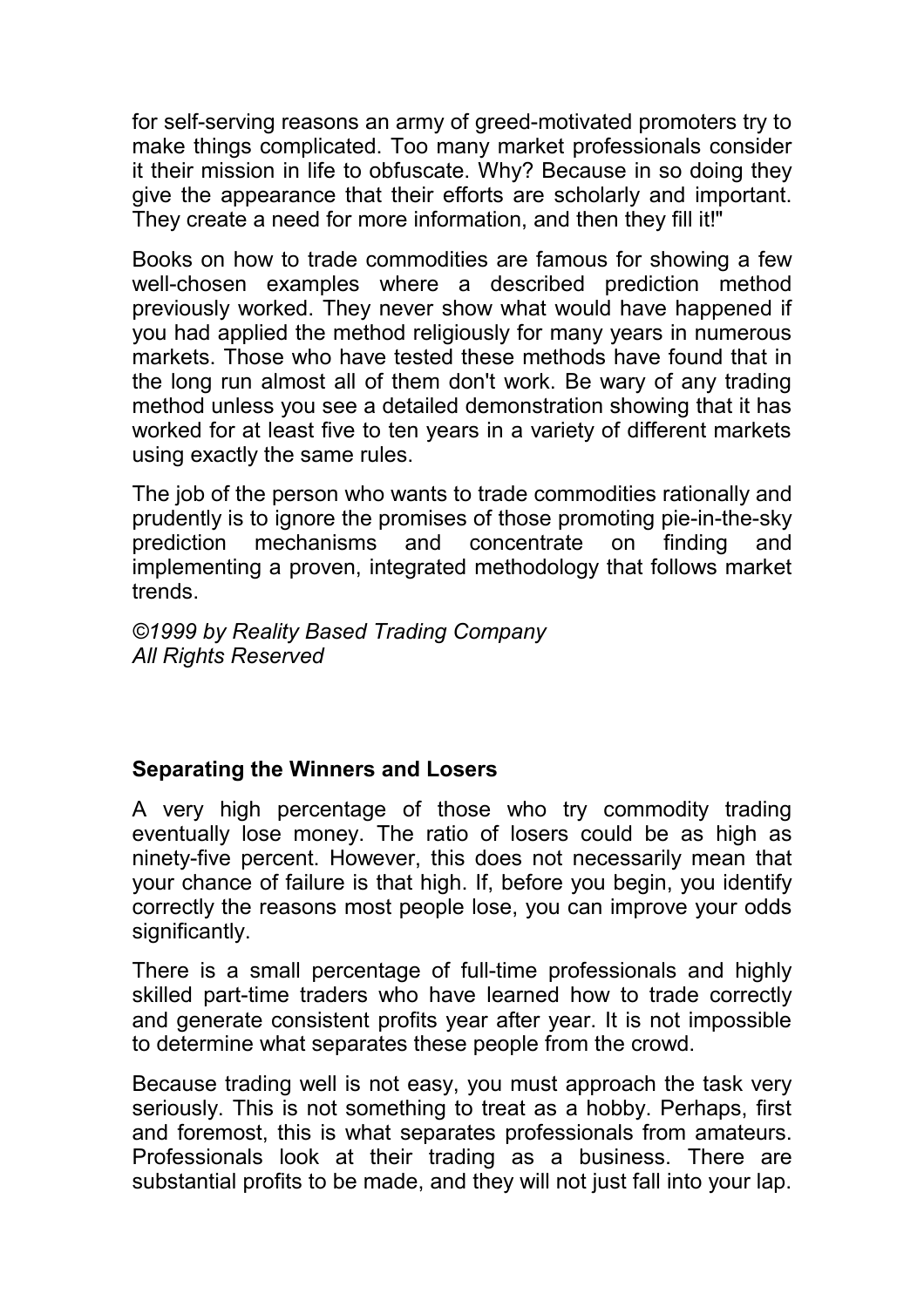for self-serving reasons an army of greed-motivated promoters try to make things complicated. Too many market professionals consider it their mission in life to obfuscate. Why? Because in so doing they give the appearance that their efforts are scholarly and important. They create a need for more information, and then they fill it!"

Books on how to trade commodities are famous for showing a few well-chosen examples where a described prediction method previously worked. They never show what would have happened if you had applied the method religiously for many years in numerous markets. Those who have tested these methods have found that in the long run almost all of them don't work. Be wary of any trading method unless you see a detailed demonstration showing that it has worked for at least five to ten years in a variety of different markets using exactly the same rules.

The job of the person who wants to trade commodities rationally and prudently is to ignore the promises of those promoting pie-in-the-sky prediction mechanisms and concentrate on finding and implementing a proven, integrated methodology that follows market trends.

*©1999 by Reality Based Trading Company*
*All Rights Reserved*

### Separating the Winners and Losers

A very high percentage of those who try commodity trading eventually lose money. The ratio of losers could be as high as ninety-five percent. However, this does not necessarily mean that your chance of failure is that high. If, before you begin, you identify correctly the reasons most people lose, you can improve your odds significantly.

There is a small percentage of full-time professionals and highly skilled part-time traders who have learned how to trade correctly and generate consistent profits year after year. It is not impossible to determine what separates these people from the crowd.

Because trading well is not easy, you must approach the task very seriously. This is not something to treat as a hobby. Perhaps, first and foremost, this is what separates professionals from amateurs. Professionals look at their trading as a business. There are substantial profits to be made, and they will not just fall into your lap.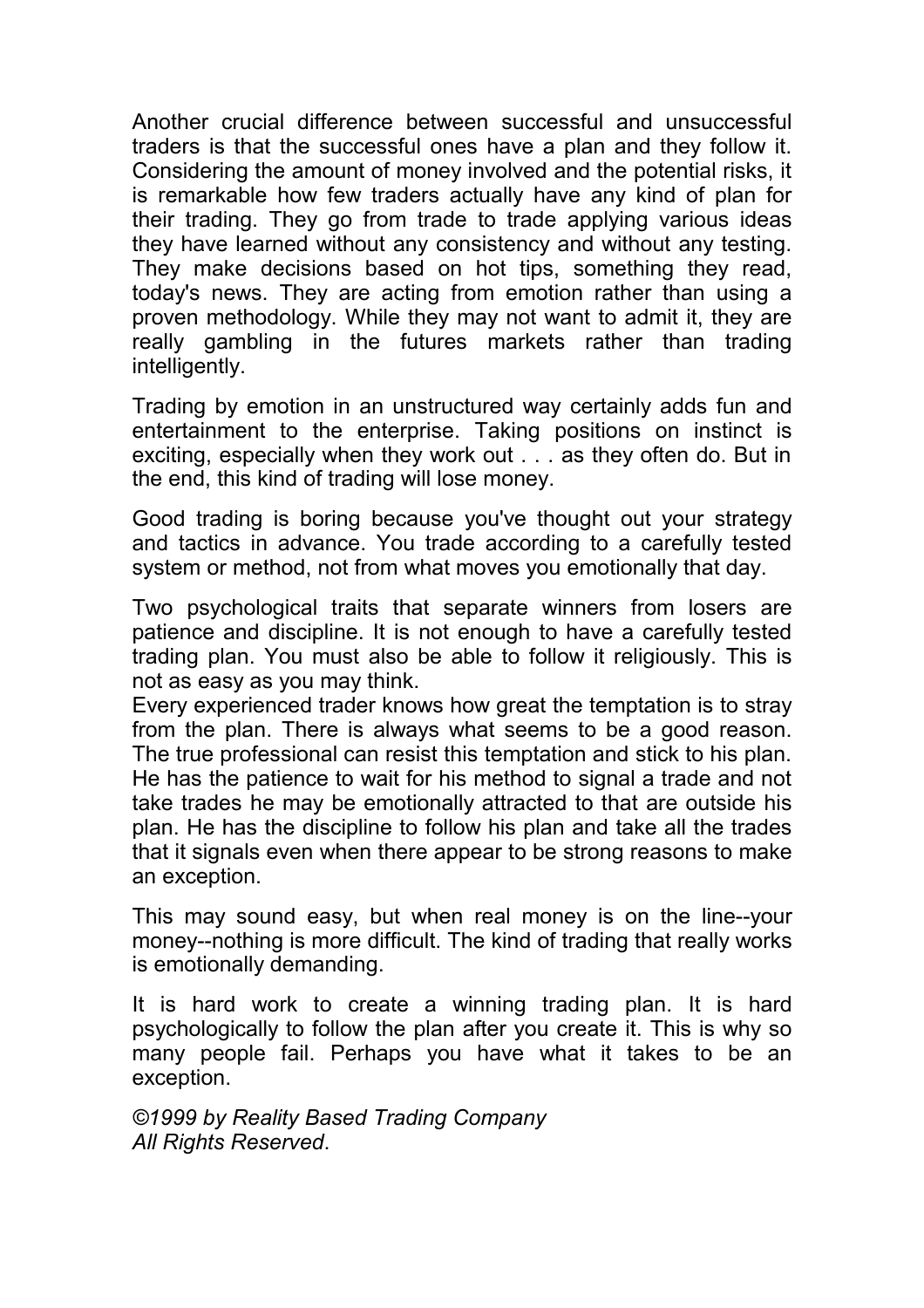Another crucial difference between successful and unsuccessful traders is that the successful ones have a plan and they follow it. Considering the amount of money involved and the potential risks, it is remarkable how few traders actually have any kind of plan for their trading. They go from trade to trade applying various ideas they have learned without any consistency and without any testing. They make decisions based on hot tips, something they read, today's news. They are acting from emotion rather than using a proven methodology. While they may not want to admit it, they are really gambling in the futures markets rather than trading intelligently.

Trading by emotion in an unstructured way certainly adds fun and entertainment to the enterprise. Taking positions on instinct is exciting, especially when they work out . . . as they often do. But in the end, this kind of trading will lose money.

Good trading is boring because you've thought out your strategy and tactics in advance. You trade according to a carefully tested system or method, not from what moves you emotionally that day.

Two psychological traits that separate winners from losers are patience and discipline. It is not enough to have a carefully tested trading plan. You must also be able to follow it religiously. This is not as easy as you may think.

Every experienced trader knows how great the temptation is to stray from the plan. There is always what seems to be a good reason. The true professional can resist this temptation and stick to his plan. He has the patience to wait for his method to signal a trade and not take trades he may be emotionally attracted to that are outside his plan. He has the discipline to follow his plan and take all the trades that it signals even when there appear to be strong reasons to make an exception.

This may sound easy, but when real money is on the line--your money--nothing is more difficult. The kind of trading that really works is emotionally demanding.

It is hard work to create a winning trading plan. It is hard psychologically to follow the plan after you create it. This is why so many people fail. Perhaps you have what it takes to be an exception.

*©1999 by Reality Based Trading Company*
*All Rights Reserved*.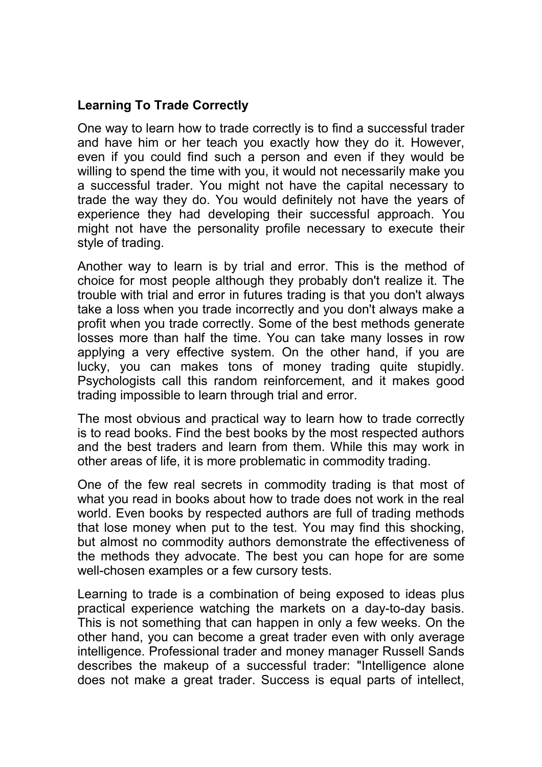## Learning To Trade Correctly

One way to learn how to trade correctly is to find a successful trader and have him or her teach you exactly how they do it. However, even if you could find such a person and even if they would be willing to spend the time with you, it would not necessarily make you a successful trader. You might not have the capital necessary to trade the way they do. You would definitely not have the years of experience they had developing their successful approach. You might not have the personality profile necessary to execute their style of trading.

Another way to learn is by trial and error. This is the method of choice for most people although they probably don't realize it. The trouble with trial and error in futures trading is that you don't always take a loss when you trade incorrectly and you don't always make a profit when you trade correctly. Some of the best methods generate losses more than half the time. You can take many losses in row applying a very effective system. On the other hand, if you are lucky, you can makes tons of money trading quite stupidly. Psychologists call this random reinforcement, and it makes good trading impossible to learn through trial and error.

The most obvious and practical way to learn how to trade correctly is to read books. Find the best books by the most respected authors and the best traders and learn from them. While this may work in other areas of life, it is more problematic in commodity trading.

One of the few real secrets in commodity trading is that most of what you read in books about how to trade does not work in the real world. Even books by respected authors are full of trading methods that lose money when put to the test. You may find this shocking, but almost no commodity authors demonstrate the effectiveness of the methods they advocate. The best you can hope for are some well-chosen examples or a few cursory tests.

Learning to trade is a combination of being exposed to ideas plus practical experience watching the markets on a day-to-day basis. This is not something that can happen in only a few weeks. On the other hand, you can become a great trader even with only average intelligence. Professional trader and money manager Russell Sands describes the makeup of a successful trader: "Intelligence alone does not make a great trader. Success is equal parts of intellect,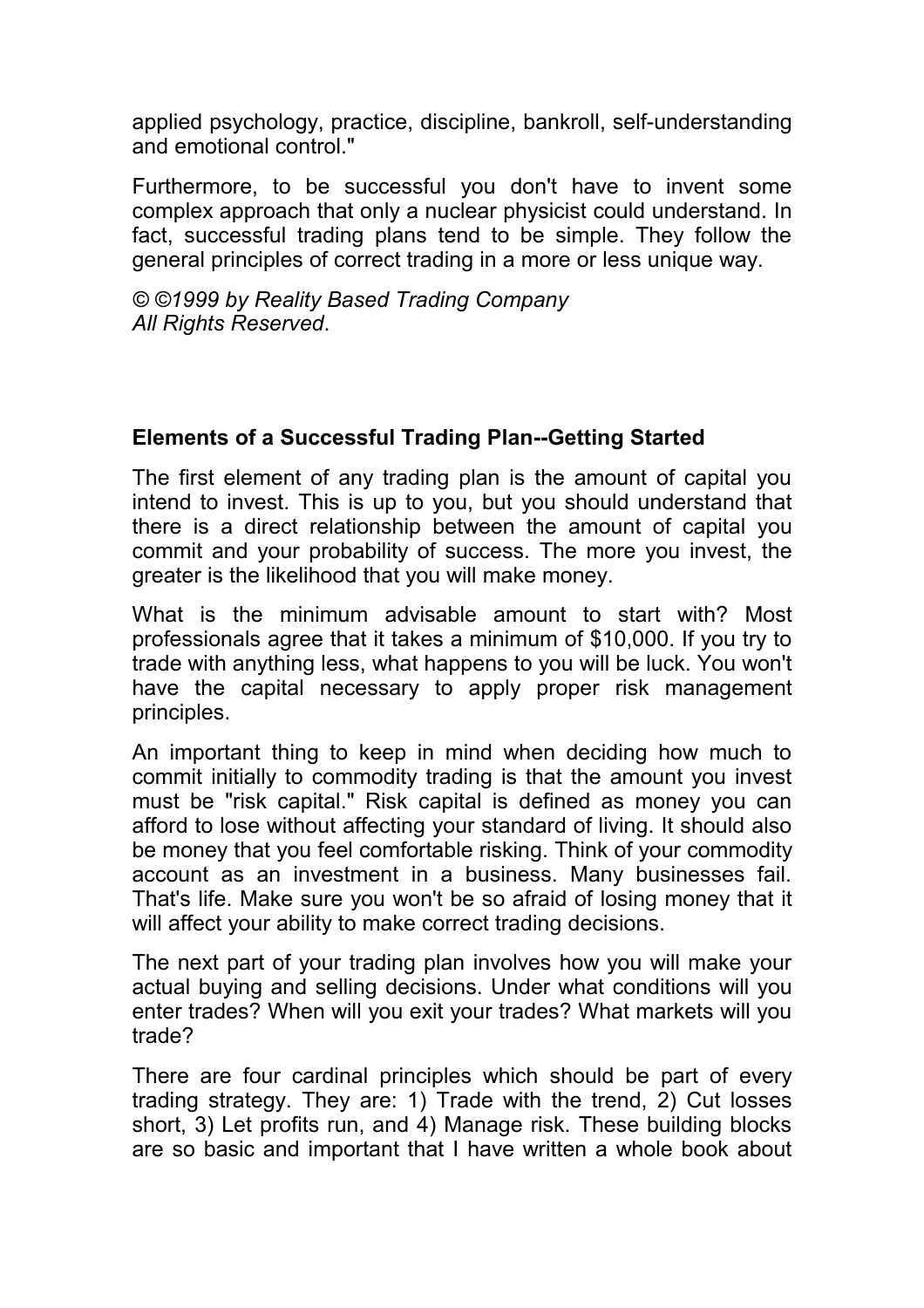applied psychology, practice, discipline, bankroll, self-understanding and emotional control."

Furthermore, to be successful you don't have to invent some complex approach that only a nuclear physicist could understand. In fact, successful trading plans tend to be simple. They follow the general principles of correct trading in a more or less unique way.

*© ©1999 by Reality Based Trading Company*
*All Rights Reserved*.

**Elements of a Successful Trading Plan--Getting Started**

The first element of any trading plan is the amount of capital you intend to invest. This is up to you, but you should understand that there is a direct relationship between the amount of capital you commit and your probability of success. The more you invest, the greater is the likelihood that you will make money.

What is the minimum advisable amount to start with? Most professionals agree that it takes a minimum of $10,000. If you try to trade with anything less, what happens to you will be luck. You won't have the capital necessary to apply proper risk management principles.

An important thing to keep in mind when deciding how much to commit initially to commodity trading is that the amount you invest must be "risk capital." Risk capital is defined as money you can afford to lose without affecting your standard of living. It should also be money that you feel comfortable risking. Think of your commodity account as an investment in a business. Many businesses fail. That's life. Make sure you won't be so afraid of losing money that it will affect your ability to make correct trading decisions.

The next part of your trading plan involves how you will make your actual buying and selling decisions. Under what conditions will you enter trades? When will you exit your trades? What markets will you trade?

There are four cardinal principles which should be part of every trading strategy. They are: 1) Trade with the trend, 2) Cut losses short, 3) Let profits run, and 4) Manage risk. These building blocks are so basic and important that I have written a whole book about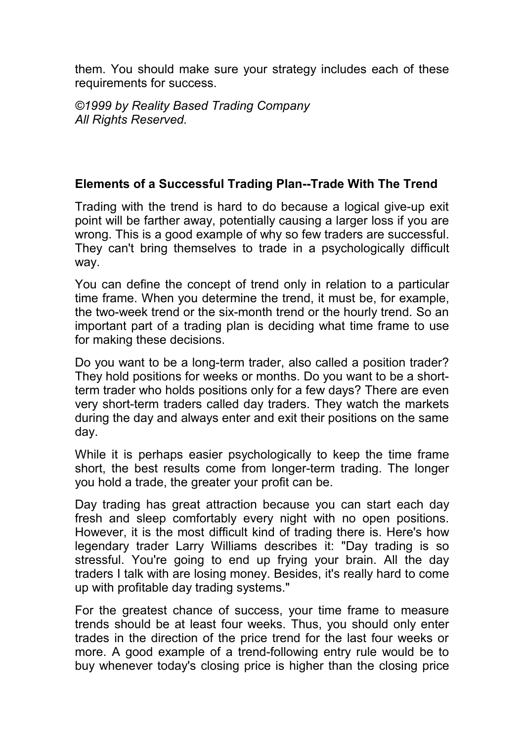them. You should make sure your strategy includes each of these requirements for success.

*©1999 by Reality Based Trading Company*
*All Rights Reserved.*

## Elements of a Successful Trading Plan--Trade With The Trend

Trading with the trend is hard to do because a logical give-up exit point will be farther away, potentially causing a larger loss if you are wrong. This is a good example of why so few traders are successful. They can't bring themselves to trade in a psychologically difficult way.

You can define the concept of trend only in relation to a particular time frame. When you determine the trend, it must be, for example, the two-week trend or the six-month trend or the hourly trend. So an important part of a trading plan is deciding what time frame to use for making these decisions.

Do you want to be a long-term trader, also called a position trader? They hold positions for weeks or months. Do you want to be a short-term trader who holds positions only for a few days? There are even very short-term traders called day traders. They watch the markets during the day and always enter and exit their positions on the same day.

While it is perhaps easier psychologically to keep the time frame short, the best results come from longer-term trading. The longer you hold a trade, the greater your profit can be.

Day trading has great attraction because you can start each day fresh and sleep comfortably every night with no open positions. However, it is the most difficult kind of trading there is. Here's how legendary trader Larry Williams describes it: "Day trading is so stressful. You're going to end up frying your brain. All the day traders I talk with are losing money. Besides, it's really hard to come up with profitable day trading systems."

For the greatest chance of success, your time frame to measure trends should be at least four weeks. Thus, you should only enter trades in the direction of the price trend for the last four weeks or more. A good example of a trend-following entry rule would be to buy whenever today's closing price is higher than the closing price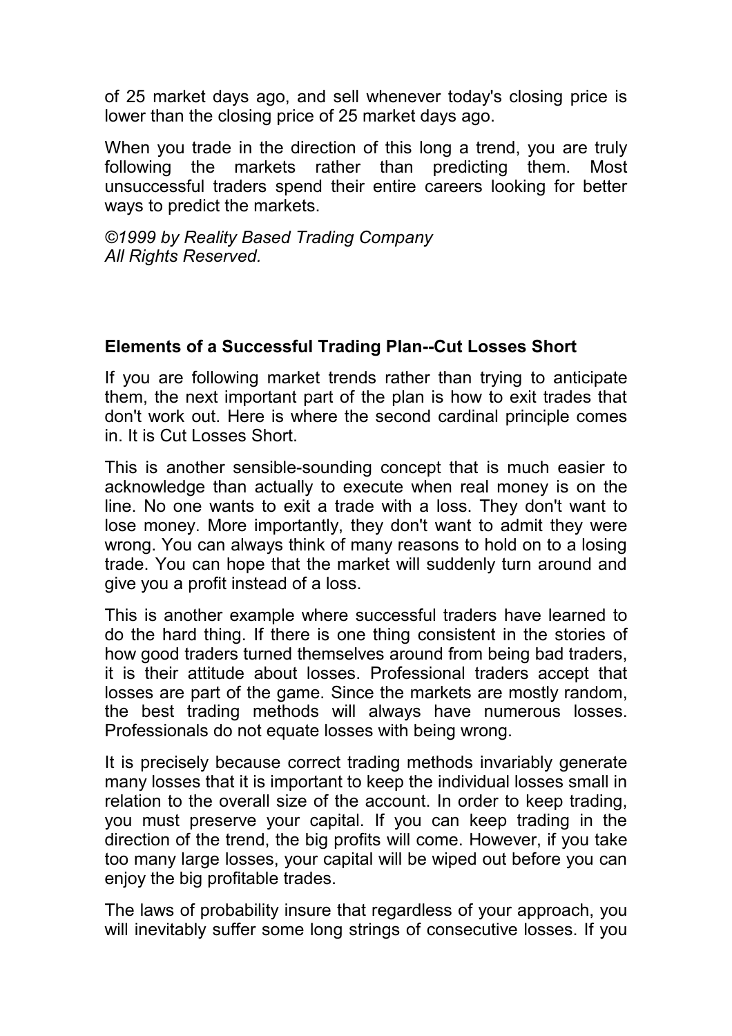of 25 market days ago, and sell whenever today's closing price is lower than the closing price of 25 market days ago.

When you trade in the direction of this long a trend, you are truly following the markets rather than predicting them. Most unsuccessful traders spend their entire careers looking for better ways to predict the markets.

*©1999 by Reality Based Trading Company*
*All Rights Reserved.*

**Elements of a Successful Trading Plan--Cut Losses Short**

If you are following market trends rather than trying to anticipate them, the next important part of the plan is how to exit trades that don't work out. Here is where the second cardinal principle comes in. It is Cut Losses Short.

This is another sensible-sounding concept that is much easier to acknowledge than actually to execute when real money is on the line. No one wants to exit a trade with a loss. They don't want to lose money. More importantly, they don't want to admit they were wrong. You can always think of many reasons to hold on to a losing trade. You can hope that the market will suddenly turn around and give you a profit instead of a loss.

This is another example where successful traders have learned to do the hard thing. If there is one thing consistent in the stories of how good traders turned themselves around from being bad traders, it is their attitude about losses. Professional traders accept that losses are part of the game. Since the markets are mostly random, the best trading methods will always have numerous losses. Professionals do not equate losses with being wrong.

It is precisely because correct trading methods invariably generate many losses that it is important to keep the individual losses small in relation to the overall size of the account. In order to keep trading, you must preserve your capital. If you can keep trading in the direction of the trend, the big profits will come. However, if you take too many large losses, your capital will be wiped out before you can enjoy the big profitable trades.

The laws of probability insure that regardless of your approach, you will inevitably suffer some long strings of consecutive losses. If you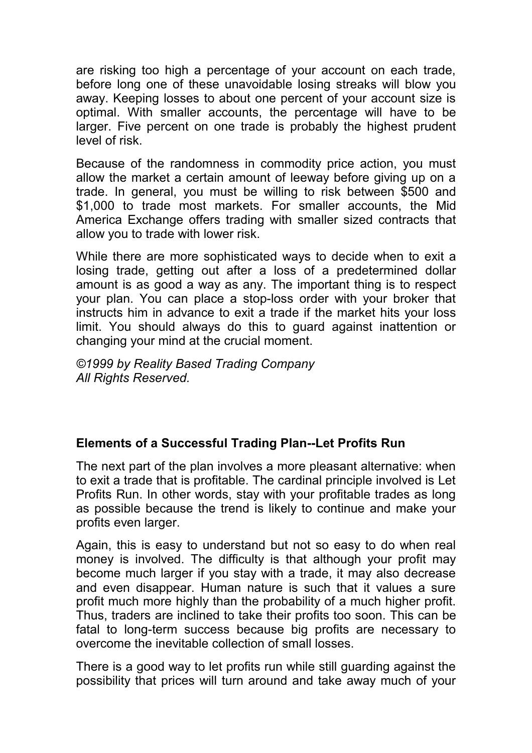are risking too high a percentage of your account on each trade, before long one of these unavoidable losing streaks will blow you away. Keeping losses to about one percent of your account size is optimal. With smaller accounts, the percentage will have to be larger. Five percent on one trade is probably the highest prudent level of risk.

Because of the randomness in commodity price action, you must allow the market a certain amount of leeway before giving up on a trade. In general, you must be willing to risk between $500 and $1,000 to trade most markets. For smaller accounts, the Mid America Exchange offers trading with smaller sized contracts that allow you to trade with lower risk.

While there are more sophisticated ways to decide when to exit a losing trade, getting out after a loss of a predetermined dollar amount is as good a way as any. The important thing is to respect your plan. You can place a stop-loss order with your broker that instructs him in advance to exit a trade if the market hits your loss limit. You should always do this to guard against inattention or changing your mind at the crucial moment.

*©1999 by Reality Based Trading Company*
*All Rights Reserved.*

### Elements of a Successful Trading Plan--Let Profits Run

The next part of the plan involves a more pleasant alternative: when to exit a trade that is profitable. The cardinal principle involved is Let Profits Run. In other words, stay with your profitable trades as long as possible because the trend is likely to continue and make your profits even larger.

Again, this is easy to understand but not so easy to do when real money is involved. The difficulty is that although your profit may become much larger if you stay with a trade, it may also decrease and even disappear. Human nature is such that it values a sure profit much more highly than the probability of a much higher profit. Thus, traders are inclined to take their profits too soon. This can be fatal to long-term success because big profits are necessary to overcome the inevitable collection of small losses.

There is a good way to let profits run while still guarding against the possibility that prices will turn around and take away much of your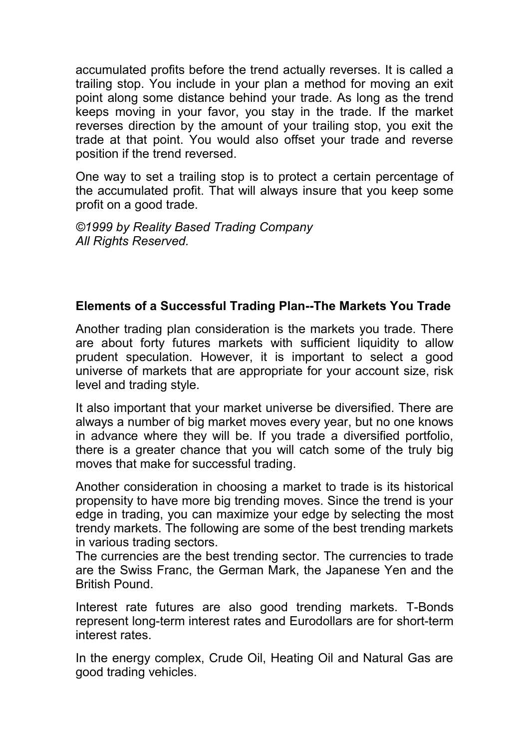accumulated profits before the trend actually reverses. It is called a trailing stop. You include in your plan a method for moving an exit point along some distance behind your trade. As long as the trend keeps moving in your favor, you stay in the trade. If the market reverses direction by the amount of your trailing stop, you exit the trade at that point. You would also offset your trade and reverse position if the trend reversed.

One way to set a trailing stop is to protect a certain percentage of the accumulated profit. That will always insure that you keep some profit on a good trade.

*©1999 by Reality Based Trading Company*
*All Rights Reserved.*

**Elements of a Successful Trading Plan--The Markets You Trade**

Another trading plan consideration is the markets you trade. There are about forty futures markets with sufficient liquidity to allow prudent speculation. However, it is important to select a good universe of markets that are appropriate for your account size, risk level and trading style.

It also important that your market universe be diversified. There are always a number of big market moves every year, but no one knows in advance where they will be. If you trade a diversified portfolio, there is a greater chance that you will catch some of the truly big moves that make for successful trading.

Another consideration in choosing a market to trade is its historical propensity to have more big trending moves. Since the trend is your edge in trading, you can maximize your edge by selecting the most trendy markets. The following are some of the best trending markets in various trading sectors.
The currencies are the best trending sector. The currencies to trade are the Swiss Franc, the German Mark, the Japanese Yen and the British Pound.

Interest rate futures are also good trending markets. T-Bonds represent long-term interest rates and Eurodollars are for short-term interest rates.

In the energy complex, Crude Oil, Heating Oil and Natural Gas are good trading vehicles.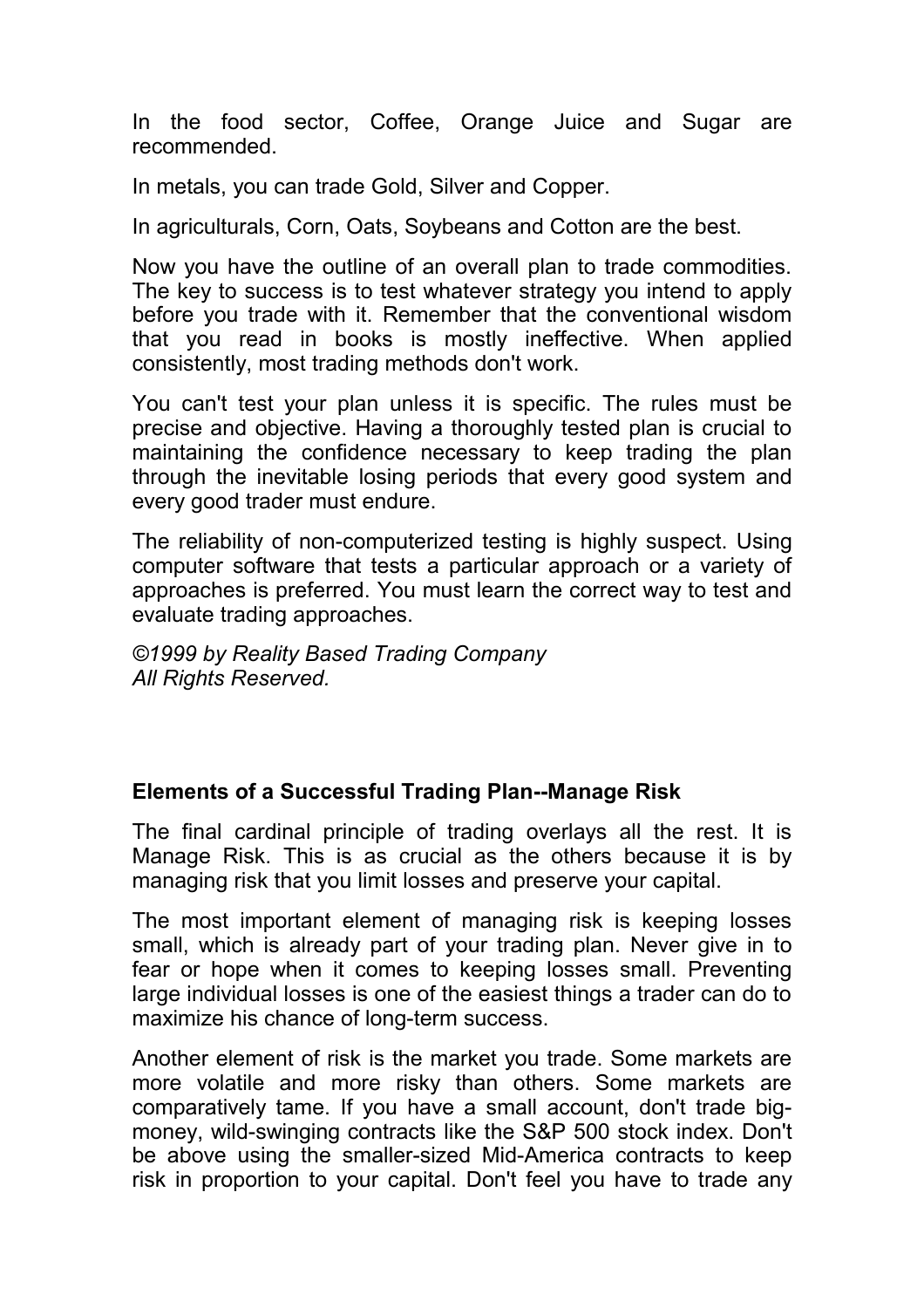In the food sector, Coffee, Orange Juice and Sugar are recommended.

In metals, you can trade Gold, Silver and Copper.

In agriculturals, Corn, Oats, Soybeans and Cotton are the best.

Now you have the outline of an overall plan to trade commodities. The key to success is to test whatever strategy you intend to apply before you trade with it. Remember that the conventional wisdom that you read in books is mostly ineffective. When applied consistently, most trading methods don't work.

You can't test your plan unless it is specific. The rules must be precise and objective. Having a thoroughly tested plan is crucial to maintaining the confidence necessary to keep trading the plan through the inevitable losing periods that every good system and every good trader must endure.

The reliability of non-computerized testing is highly suspect. Using computer software that tests a particular approach or a variety of approaches is preferred. You must learn the correct way to test and evaluate trading approaches.

*©1999 by Reality Based Trading Company*
*All Rights Reserved.*

## Elements of a Successful Trading Plan--Manage Risk

The final cardinal principle of trading overlays all the rest. It is Manage Risk. This is as crucial as the others because it is by managing risk that you limit losses and preserve your capital.

The most important element of managing risk is keeping losses small, which is already part of your trading plan. Never give in to fear or hope when it comes to keeping losses small. Preventing large individual losses is one of the easiest things a trader can do to maximize his chance of long-term success.

Another element of risk is the market you trade. Some markets are more volatile and more risky than others. Some markets are comparatively tame. If you have a small account, don't trade big-money, wild-swinging contracts like the S&P 500 stock index. Don't be above using the smaller-sized Mid-America contracts to keep risk in proportion to your capital. Don't feel you have to trade any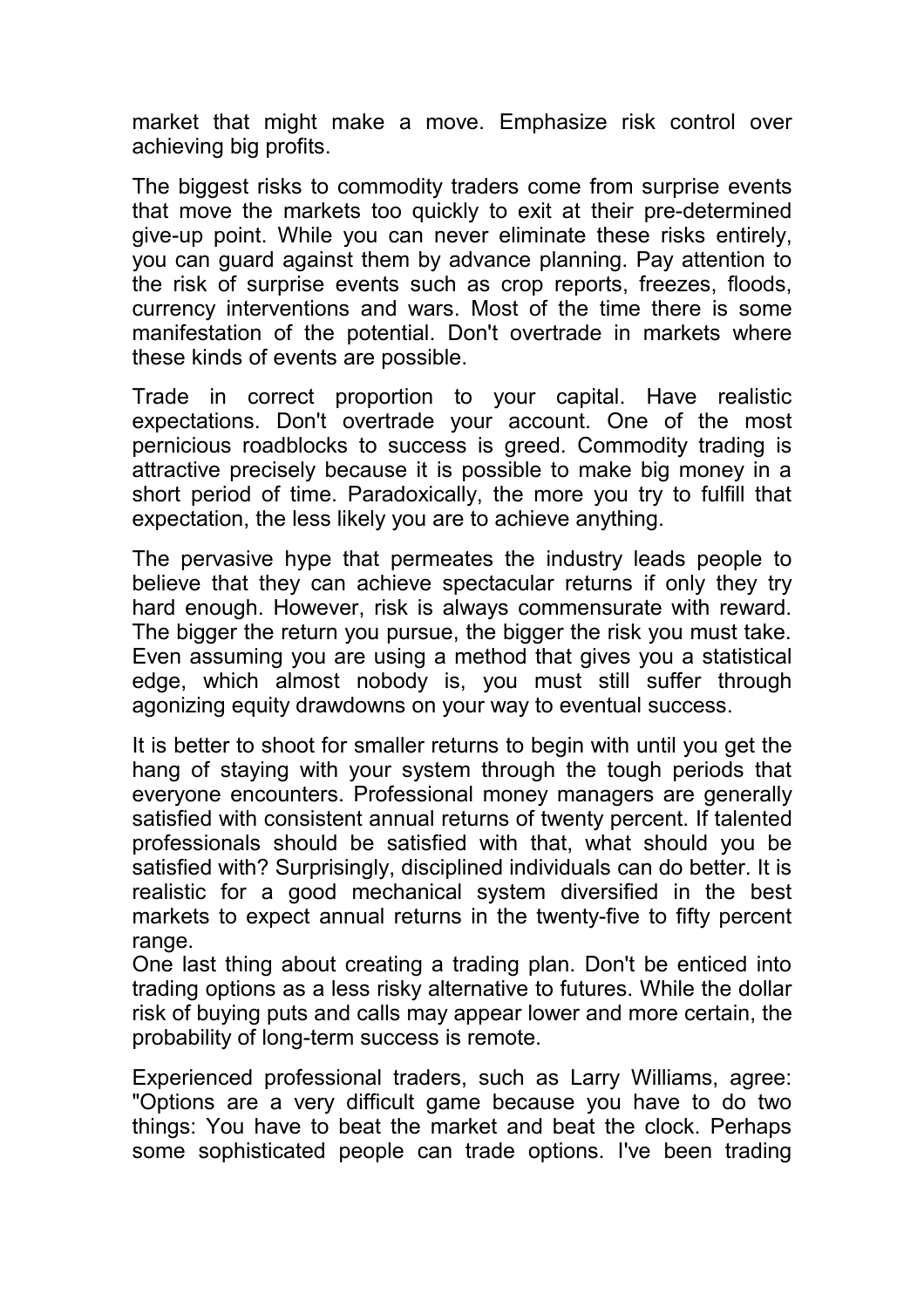market that might make a move. Emphasize risk control over achieving big profits.

The biggest risks to commodity traders come from surprise events that move the markets too quickly to exit at their pre-determined give-up point. While you can never eliminate these risks entirely, you can guard against them by advance planning. Pay attention to the risk of surprise events such as crop reports, freezes, floods, currency interventions and wars. Most of the time there is some manifestation of the potential. Don't overtrade in markets where these kinds of events are possible.

Trade in correct proportion to your capital. Have realistic expectations. Don't overtrade your account. One of the most pernicious roadblocks to success is greed. Commodity trading is attractive precisely because it is possible to make big money in a short period of time. Paradoxically, the more you try to fulfill that expectation, the less likely you are to achieve anything.

The pervasive hype that permeates the industry leads people to believe that they can achieve spectacular returns if only they try hard enough. However, risk is always commensurate with reward. The bigger the return you pursue, the bigger the risk you must take. Even assuming you are using a method that gives you a statistical edge, which almost nobody is, you must still suffer through agonizing equity drawdowns on your way to eventual success.

It is better to shoot for smaller returns to begin with until you get the hang of staying with your system through the tough periods that everyone encounters. Professional money managers are generally satisfied with consistent annual returns of twenty percent. If talented professionals should be satisfied with that, what should you be satisfied with? Surprisingly, disciplined individuals can do better. It is realistic for a good mechanical system diversified in the best markets to expect annual returns in the twenty-five to fifty percent range.

One last thing about creating a trading plan. Don't be enticed into trading options as a less risky alternative to futures. While the dollar risk of buying puts and calls may appear lower and more certain, the probability of long-term success is remote.

Experienced professional traders, such as Larry Williams, agree: "Options are a very difficult game because you have to do two things: You have to beat the market and beat the clock. Perhaps some sophisticated people can trade options. I've been trading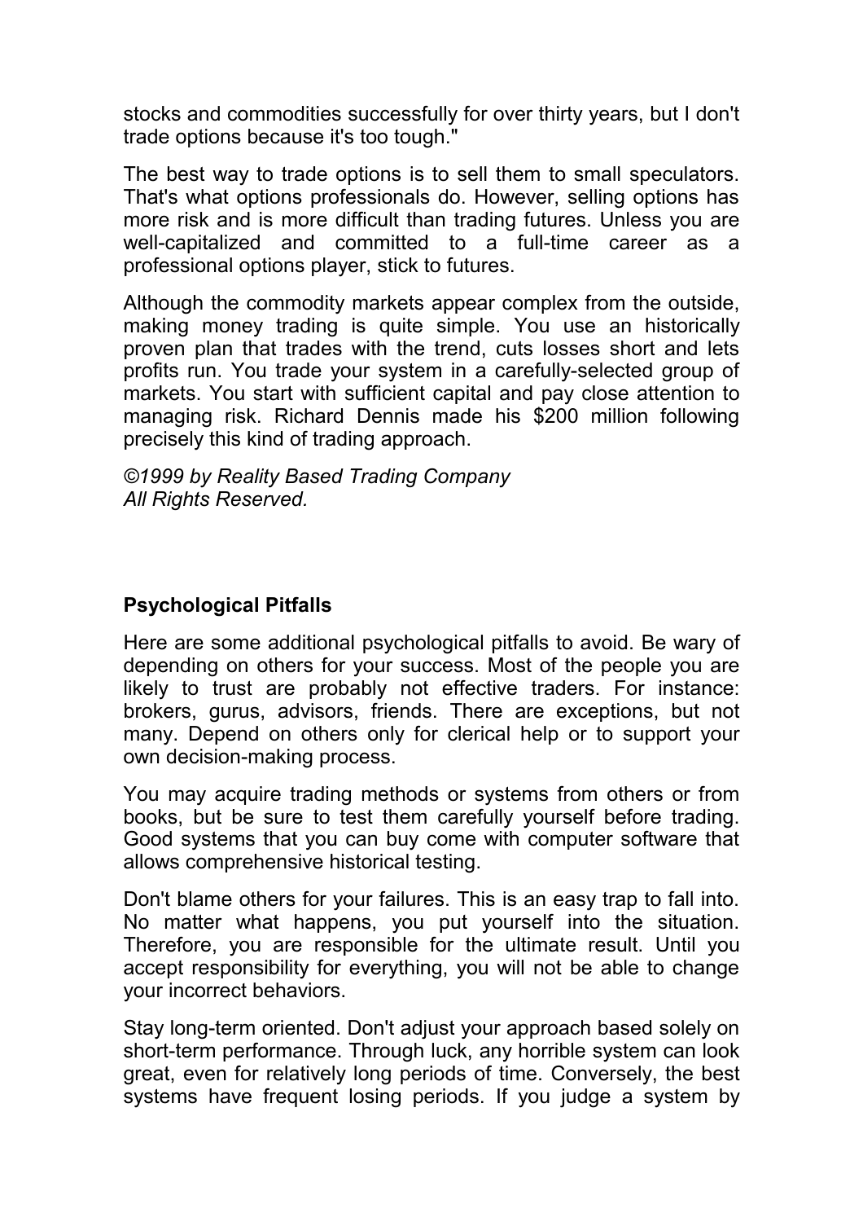stocks and commodities successfully for over thirty years, but I don't trade options because it's too tough."

The best way to trade options is to sell them to small speculators. That's what options professionals do. However, selling options has more risk and is more difficult than trading futures. Unless you are well-capitalized and committed to a full-time career as a professional options player, stick to futures.

Although the commodity markets appear complex from the outside, making money trading is quite simple. You use an historically proven plan that trades with the trend, cuts losses short and lets profits run. You trade your system in a carefully-selected group of markets. You start with sufficient capital and pay close attention to managing risk. Richard Dennis made his $200 million following precisely this kind of trading approach.

*©1999 by Reality Based Trading Company*
*All Rights Reserved.*

### Psychological Pitfalls

Here are some additional psychological pitfalls to avoid. Be wary of depending on others for your success. Most of the people you are likely to trust are probably not effective traders. For instance: brokers, gurus, advisors, friends. There are exceptions, but not many. Depend on others only for clerical help or to support your own decision-making process.

You may acquire trading methods or systems from others or from books, but be sure to test them carefully yourself before trading. Good systems that you can buy come with computer software that allows comprehensive historical testing.

Don't blame others for your failures. This is an easy trap to fall into. No matter what happens, you put yourself into the situation. Therefore, you are responsible for the ultimate result. Until you accept responsibility for everything, you will not be able to change your incorrect behaviors.

Stay long-term oriented. Don't adjust your approach based solely on short-term performance. Through luck, any horrible system can look great, even for relatively long periods of time. Conversely, the best systems have frequent losing periods. If you judge a system by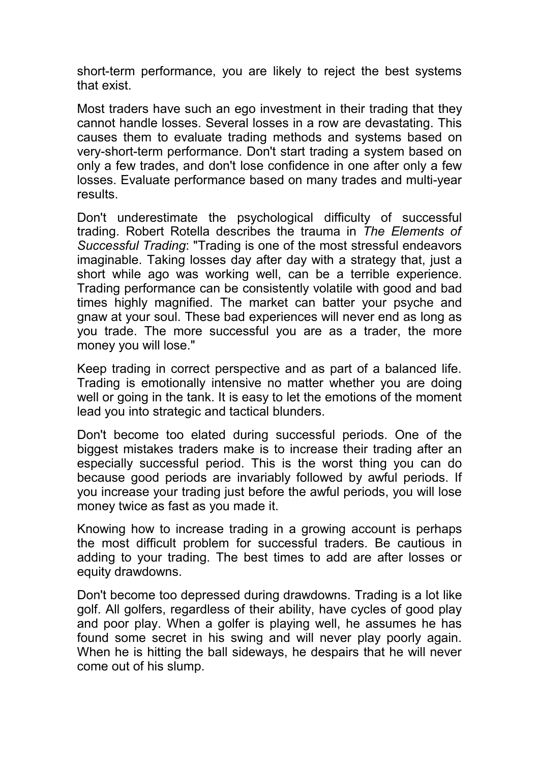short-term performance, you are likely to reject the best systems that exist.

Most traders have such an ego investment in their trading that they cannot handle losses. Several losses in a row are devastating. This causes them to evaluate trading methods and systems based on very-short-term performance. Don't start trading a system based on only a few trades, and don't lose confidence in one after only a few losses. Evaluate performance based on many trades and multi-year results.

Don't underestimate the psychological difficulty of successful trading. Robert Rotella describes the trauma in *The Elements of Successful Trading*: "Trading is one of the most stressful endeavors imaginable. Taking losses day after day with a strategy that, just a short while ago was working well, can be a terrible experience. Trading performance can be consistently volatile with good and bad times highly magnified. The market can batter your psyche and gnaw at your soul. These bad experiences will never end as long as you trade. The more successful you are as a trader, the more money you will lose."

Keep trading in correct perspective and as part of a balanced life. Trading is emotionally intensive no matter whether you are doing well or going in the tank. It is easy to let the emotions of the moment lead you into strategic and tactical blunders.

Don't become too elated during successful periods. One of the biggest mistakes traders make is to increase their trading after an especially successful period. This is the worst thing you can do because good periods are invariably followed by awful periods. If you increase your trading just before the awful periods, you will lose money twice as fast as you made it.

Knowing how to increase trading in a growing account is perhaps the most difficult problem for successful traders. Be cautious in adding to your trading. The best times to add are after losses or equity drawdowns.

Don't become too depressed during drawdowns. Trading is a lot like golf. All golfers, regardless of their ability, have cycles of good play and poor play. When a golfer is playing well, he assumes he has found some secret in his swing and will never play poorly again. When he is hitting the ball sideways, he despairs that he will never come out of his slump.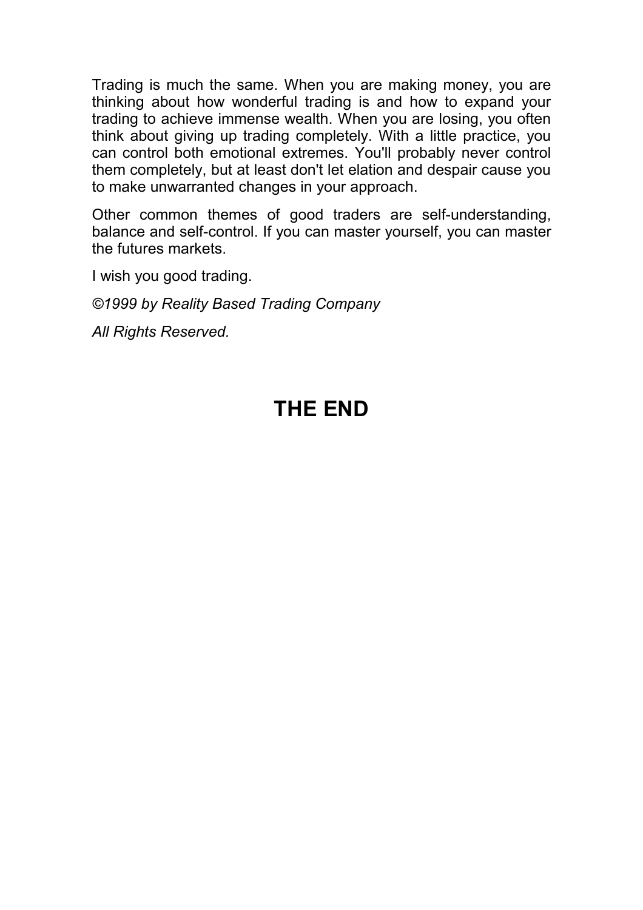Trading is much the same. When you are making money, you are thinking about how wonderful trading is and how to expand your trading to achieve immense wealth. When you are losing, you often think about giving up trading completely. With a little practice, you can control both emotional extremes. You'll probably never control them completely, but at least don't let elation and despair cause you to make unwarranted changes in your approach.

Other common themes of good traders are self-understanding, balance and self-control. If you can master yourself, you can master the futures markets.

I wish you good trading.

*©1999 by Reality Based Trading Company*

*All Rights Reserved.*

# THE END